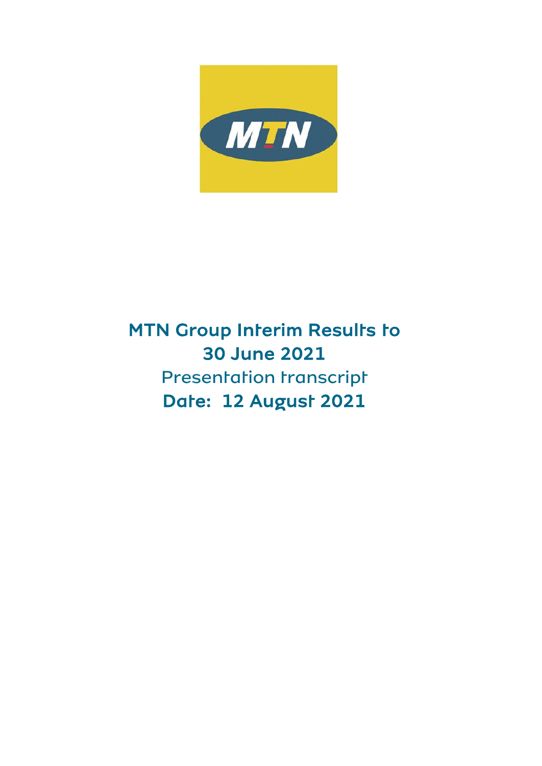# MTN Group Interim Results to 30 June 2021

Presentation transcript

**Date: 12 August 2021**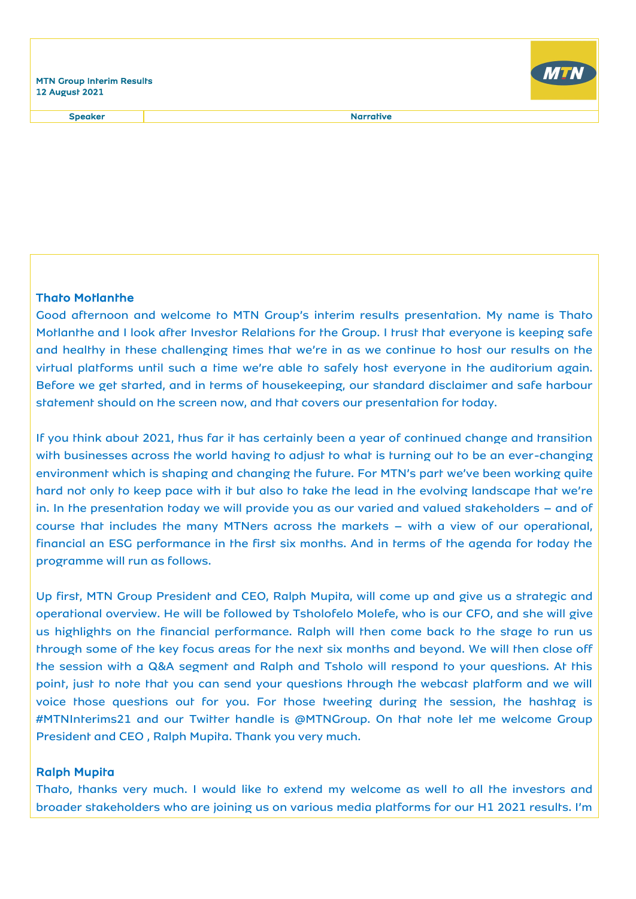**Thato Motlanthe**

Good afternoon and welcome to MTN Group's interim results presentation. My name is Thato Motlanthe and I look after Investor Relations for the Group. I trust that everyone is keeping safe and healthy in these challenging times that we're in as we continue to host our results on the virtual platforms until such a time we're able to safely host everyone in the auditorium again. Before we get started, and in terms of housekeeping, our standard disclaimer and safe harbour statement should on the screen now, and that covers our presentation for today.

If you think about 2021, thus far it has certainly been a year of continued change and transition with businesses across the world having to adjust to what is turning out to be an ever-changing environment which is shaping and changing the future. For MTN's part we've been working quite hard not only to keep pace with it but also to take the lead in the evolving landscape that we're in. In the presentation today we will provide you as our varied and valued stakeholders – and of course that includes the many MTNers across the markets – with a view of our operational, financial an ESG performance in the first six months. And in terms of the agenda for today the programme will run as follows.

Up first, MTN Group President and CEO, Ralph Mupita, will come up and give us a strategic and operational overview. He will be followed by Tsholofelo Molefe, who is our CFO, and she will give us highlights on the financial performance. Ralph will then come back to the stage to run us through some of the key focus areas for the next six months and beyond. We will then close off the session with a Q&A segment and Ralph and Tsholo will respond to your questions. At this point, just to note that you can send your questions through the webcast platform and we will voice those questions out for you. For those tweeting during the session, the hashtag is #MTNInterims21 and our Twitter handle is @MTNGroup. On that note let me welcome Group President and CEO , Ralph Mupita. Thank you very much.

**Ralph Mupita**

Thato, thanks very much. I would like to extend my welcome as well to all the investors and broader stakeholders who are joining us on various media platforms for our H1 2021 results. I'm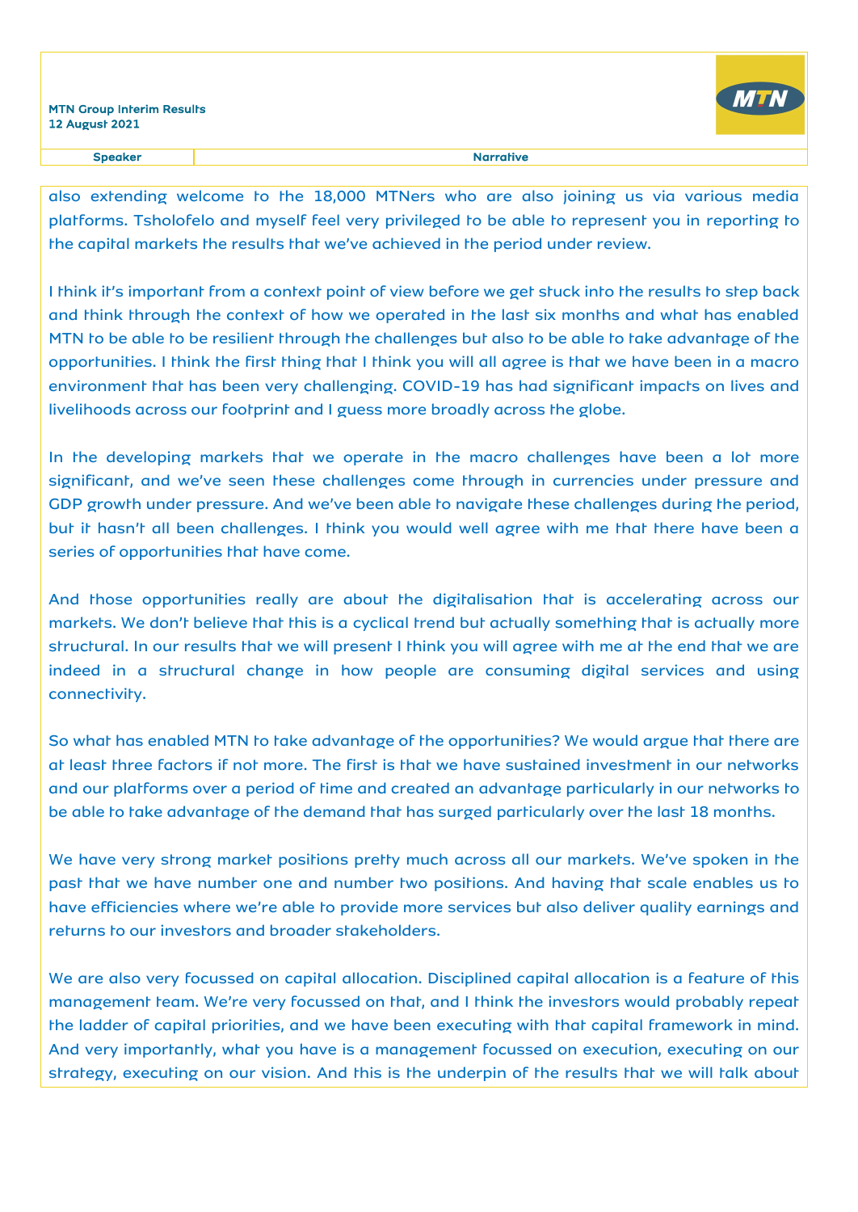| Speaker | Narrative |
| --- | --- |

also extending welcome to the 18,000 MTNers who are also joining us via various media platforms. Tsholofelo and myself feel very privileged to be able to represent you in reporting to the capital markets the results that we've achieved in the period under review.

I think it's important from a context point of view before we get stuck into the results to step back and think through the context of how we operated in the last six months and what has enabled MTN to be able to be resilient through the challenges but also to be able to take advantage of the opportunities. I think the first thing that I think you will all agree is that we have been in a macro environment that has been very challenging. COVID-19 has had significant impacts on lives and livelihoods across our footprint and I guess more broadly across the globe.

In the developing markets that we operate in the macro challenges have been a lot more significant, and we've seen these challenges come through in currencies under pressure and GDP growth under pressure. And we've been able to navigate these challenges during the period, but it hasn't all been challenges. I think you would well agree with me that there have been a series of opportunities that have come.

And those opportunities really are about the digitalisation that is accelerating across our markets. We don't believe that this is a cyclical trend but actually something that is actually more structural. In our results that we will present I think you will agree with me at the end that we are indeed in a structural change in how people are consuming digital services and using connectivity.

So what has enabled MTN to take advantage of the opportunities? We would argue that there are at least three factors if not more. The first is that we have sustained investment in our networks and our platforms over a period of time and created an advantage particularly in our networks to be able to take advantage of the demand that has surged particularly over the last 18 months.

We have very strong market positions pretty much across all our markets. We've spoken in the past that we have number one and number two positions. And having that scale enables us to have efficiencies where we're able to provide more services but also deliver quality earnings and returns to our investors and broader stakeholders.

We are also very focussed on capital allocation. Disciplined capital allocation is a feature of this management team. We're very focussed on that, and I think the investors would probably repeat the ladder of capital priorities, and we have been executing with that capital framework in mind. And very importantly, what you have is a management focussed on execution, executing on our strategy, executing on our vision. And this is the underpin of the results that we will talk about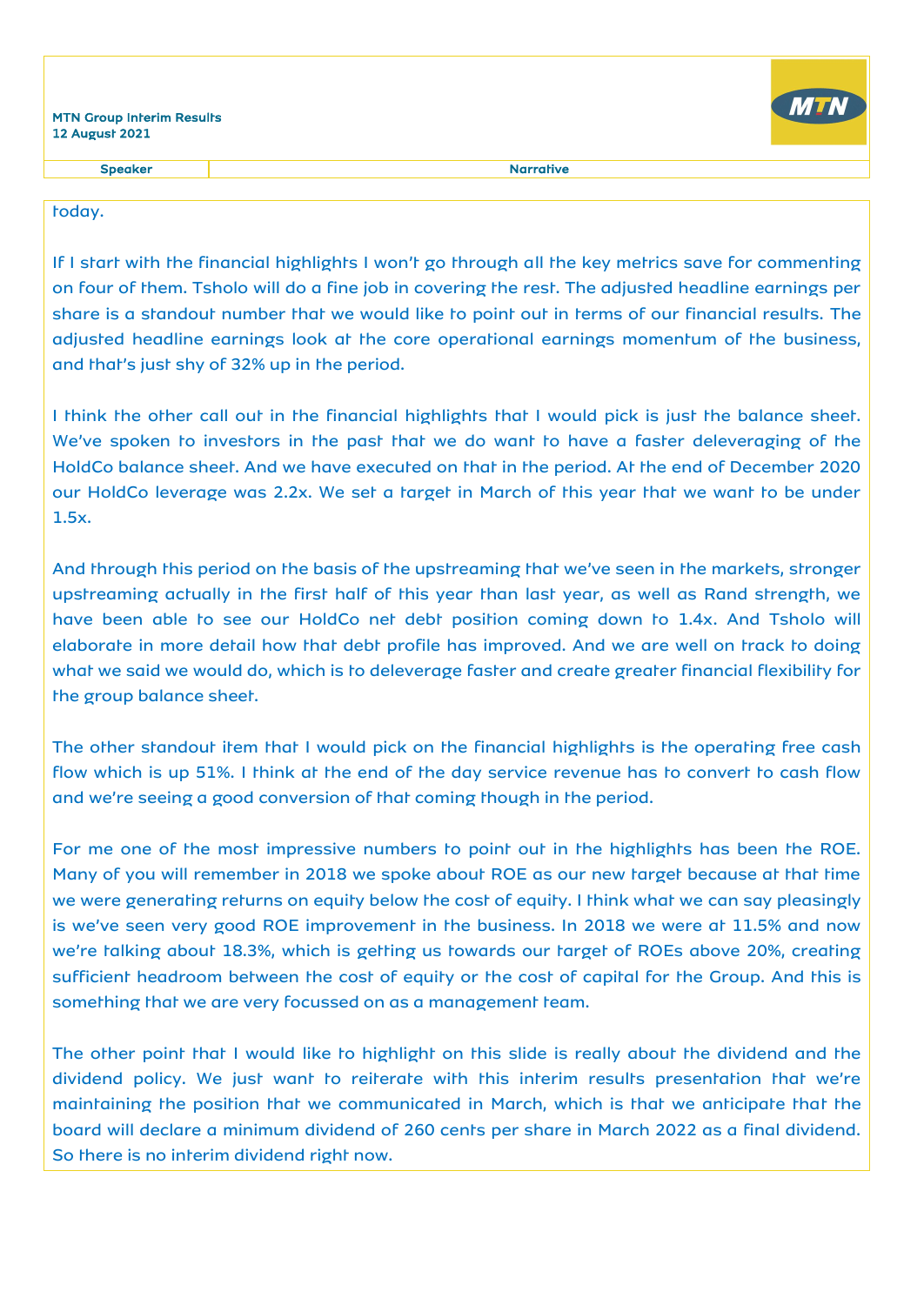today.

If I start with the financial highlights I won't go through all the key metrics save for commenting on four of them. Tsholo will do a fine job in covering the rest. The adjusted headline earnings per share is a standout number that we would like to point out in terms of our financial results. The adjusted headline earnings look at the core operational earnings momentum of the business, and that's just shy of 32% up in the period.

I think the other call out in the financial highlights that I would pick is just the balance sheet. We've spoken to investors in the past that we do want to have a faster deleveraging of the HoldCo balance sheet. And we have executed on that in the period. At the end of December 2020 our HoldCo leverage was 2.2x. We set a target in March of this year that we want to be under 1.5x.

And through this period on the basis of the upstreaming that we've seen in the markets, stronger upstreaming actually in the first half of this year than last year, as well as Rand strength, we have been able to see our HoldCo net debt position coming down to 1.4x. And Tsholo will elaborate in more detail how that debt profile has improved. And we are well on track to doing what we said we would do, which is to deleverage faster and create greater financial flexibility for the group balance sheet.

The other standout item that I would pick on the financial highlights is the operating free cash flow which is up 51%. I think at the end of the day service revenue has to convert to cash flow and we're seeing a good conversion of that coming though in the period.

For me one of the most impressive numbers to point out in the highlights has been the ROE. Many of you will remember in 2018 we spoke about ROE as our new target because at that time we were generating returns on equity below the cost of equity. I think what we can say pleasingly is we've seen very good ROE improvement in the business. In 2018 we were at 11.5% and now we're talking about 18.3%, which is getting us towards our target of ROEs above 20%, creating sufficient headroom between the cost of equity or the cost of capital for the Group. And this is something that we are very focussed on as a management team.

The other point that I would like to highlight on this slide is really about the dividend and the dividend policy. We just want to reiterate with this interim results presentation that we're maintaining the position that we communicated in March, which is that we anticipate that the board will declare a minimum dividend of 260 cents per share in March 2022 as a final dividend. So there is no interim dividend right now.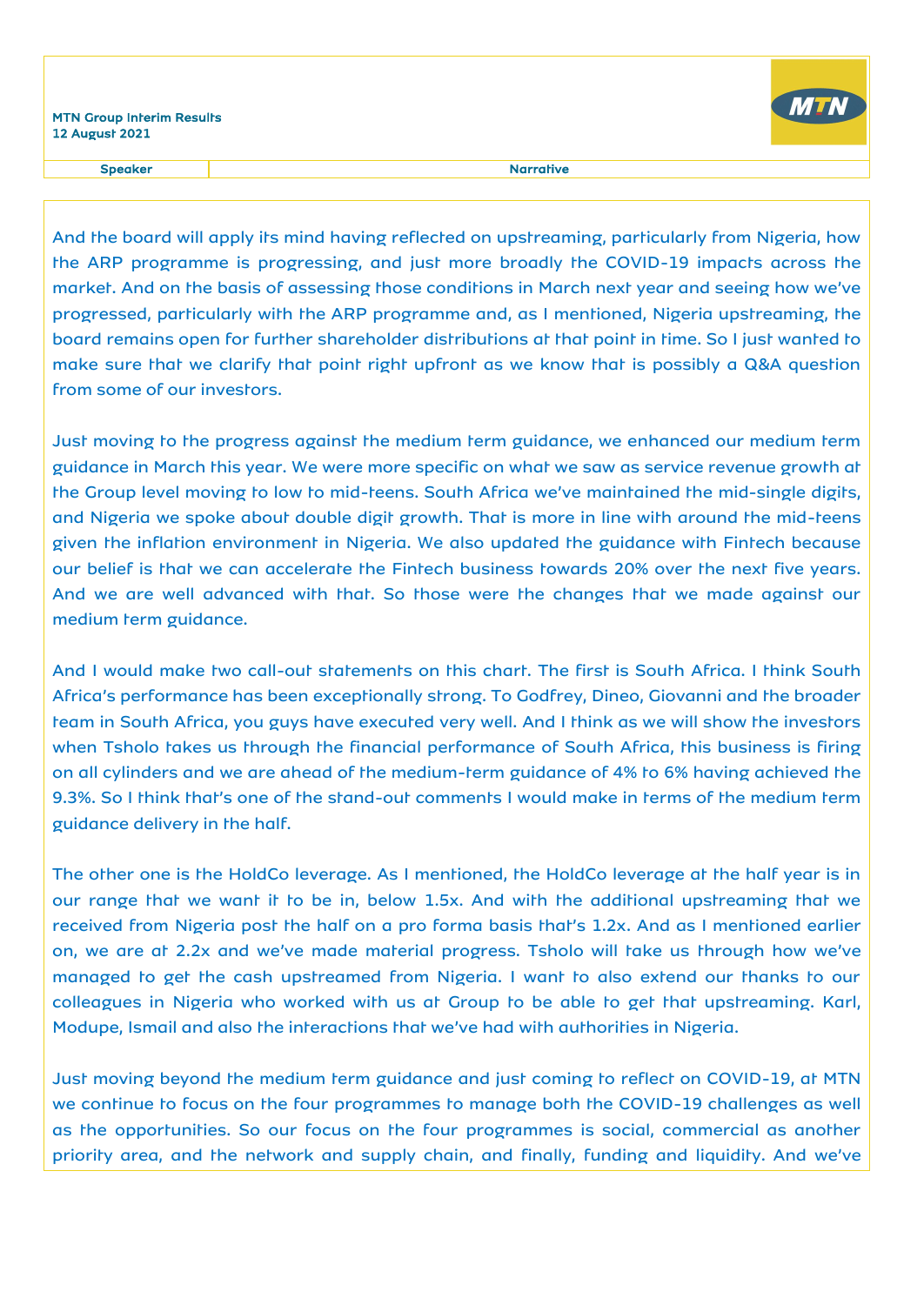And the board will apply its mind having reflected on upstreaming, particularly from Nigeria, how the ARP programme is progressing, and just more broadly the COVID-19 impacts across the market. And on the basis of assessing those conditions in March next year and seeing how we've progressed, particularly with the ARP programme and, as I mentioned, Nigeria upstreaming, the board remains open for further shareholder distributions at that point in time. So I just wanted to make sure that we clarify that point right upfront as we know that is possibly a Q&A question from some of our investors.

Just moving to the progress against the medium term guidance, we enhanced our medium term guidance in March this year. We were more specific on what we saw as service revenue growth at the Group level moving to low to mid-teens. South Africa we've maintained the mid-single digits, and Nigeria we spoke about double digit growth. That is more in line with around the mid-teens given the inflation environment in Nigeria. We also updated the guidance with Fintech because our belief is that we can accelerate the Fintech business towards 20% over the next five years. And we are well advanced with that. So those were the changes that we made against our medium term guidance.

And I would make two call-out statements on this chart. The first is South Africa. I think South Africa's performance has been exceptionally strong. To Godfrey, Dineo, Giovanni and the broader team in South Africa, you guys have executed very well. And I think as we will show the investors when Tsholo takes us through the financial performance of South Africa, this business is firing on all cylinders and we are ahead of the medium-term guidance of 4% to 6% having achieved the 9.3%. So I think that's one of the stand-out comments I would make in terms of the medium term guidance delivery in the half.

The other one is the HoldCo leverage. As I mentioned, the HoldCo leverage at the half year is in our range that we want it to be in, below 1.5x. And with the additional upstreaming that we received from Nigeria post the half on a pro forma basis that's 1.2x. And as I mentioned earlier on, we are at 2.2x and we've made material progress. Tsholo will take us through how we've managed to get the cash upstreamed from Nigeria. I want to also extend our thanks to our colleagues in Nigeria who worked with us at Group to be able to get that upstreaming. Karl, Modupe, Ismail and also the interactions that we've had with authorities in Nigeria.

Just moving beyond the medium term guidance and just coming to reflect on COVID-19, at MTN we continue to focus on the four programmes to manage both the COVID-19 challenges as well as the opportunities. So our focus on the four programmes is social, commercial as another priority area, and the network and supply chain, and finally, funding and liquidity. And we've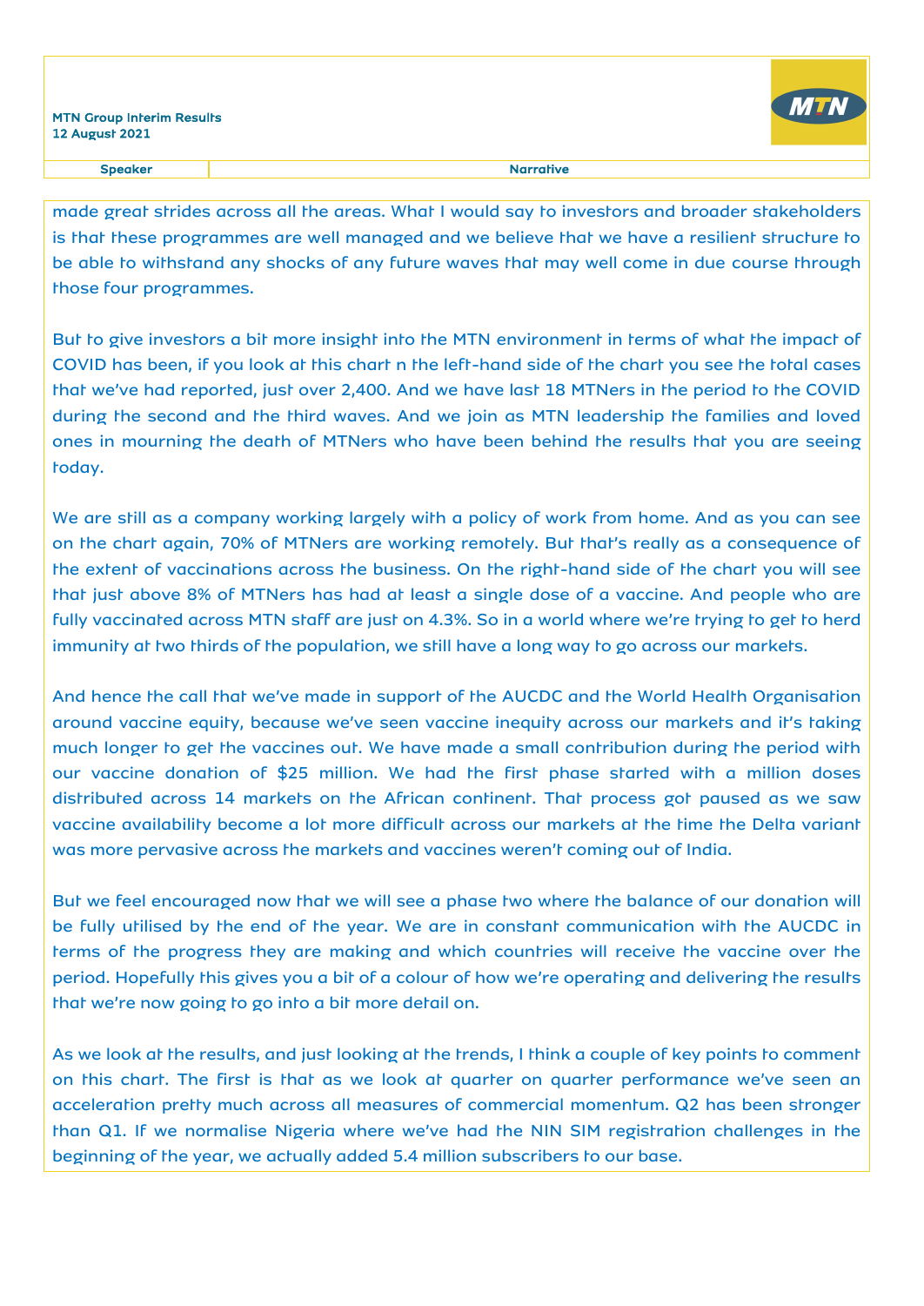| Speaker | Narrative |
|---|---|

made great strides across all the areas. What I would say to investors and broader stakeholders is that these programmes are well managed and we believe that we have a resilient structure to be able to withstand any shocks of any future waves that may well come in due course through those four programmes.

But to give investors a bit more insight into the MTN environment in terms of what the impact of COVID has been, if you look at this chart n the left-hand side of the chart you see the total cases that we've had reported, just over 2,400. And we have last 18 MTNers in the period to the COVID during the second and the third waves. And we join as MTN leadership the families and loved ones in mourning the death of MTNers who have been behind the results that you are seeing today.

We are still as a company working largely with a policy of work from home. And as you can see on the chart again, 70% of MTNers are working remotely. But that's really as a consequence of the extent of vaccinations across the business. On the right-hand side of the chart you will see that just above 8% of MTNers has had at least a single dose of a vaccine. And people who are fully vaccinated across MTN staff are just on 4.3%. So in a world where we're trying to get to herd immunity at two thirds of the population, we still have a long way to go across our markets.

And hence the call that we've made in support of the AUCDC and the World Health Organisation around vaccine equity, because we've seen vaccine inequity across our markets and it's taking much longer to get the vaccines out. We have made a small contribution during the period with our vaccine donation of $25 million. We had the first phase started with a million doses distributed across 14 markets on the African continent. That process got paused as we saw vaccine availability become a lot more difficult across our markets at the time the Delta variant was more pervasive across the markets and vaccines weren't coming out of India.

But we feel encouraged now that we will see a phase two where the balance of our donation will be fully utilised by the end of the year. We are in constant communication with the AUCDC in terms of the progress they are making and which countries will receive the vaccine over the period. Hopefully this gives you a bit of a colour of how we're operating and delivering the results that we're now going to go into a bit more detail on.

As we look at the results, and just looking at the trends, I think a couple of key points to comment on this chart. The first is that as we look at quarter on quarter performance we've seen an acceleration pretty much across all measures of commercial momentum. Q2 has been stronger than Q1. If we normalise Nigeria where we've had the NIN SIM registration challenges in the beginning of the year, we actually added 5.4 million subscribers to our base.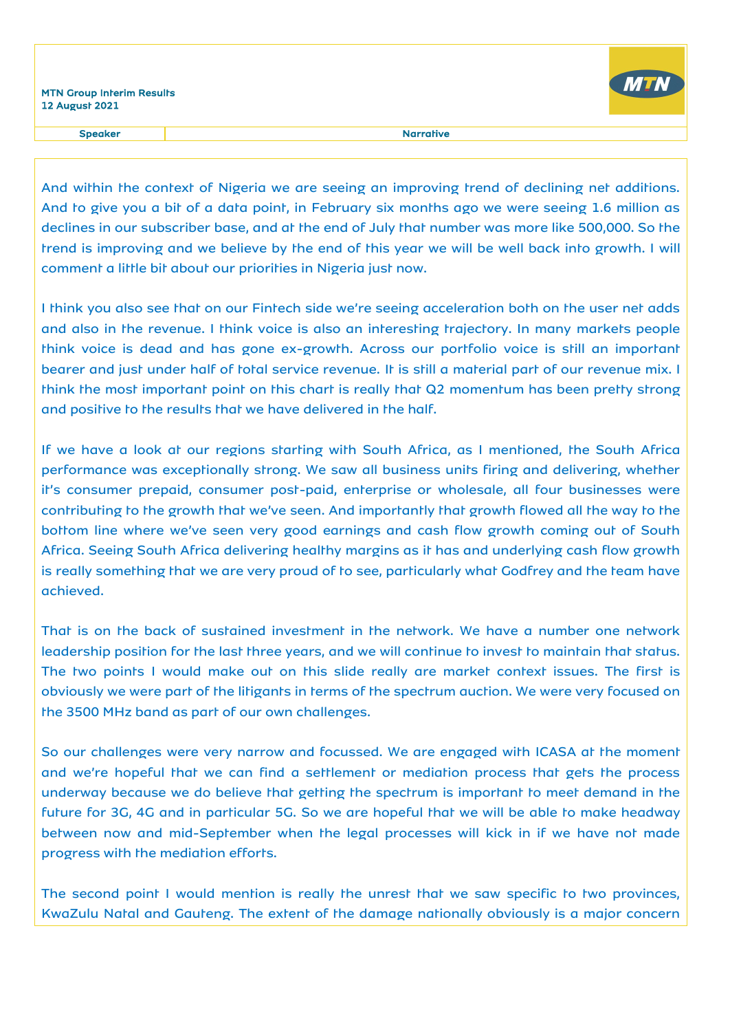And within the context of Nigeria we are seeing an improving trend of declining net additions. And to give you a bit of a data point, in February six months ago we were seeing 1.6 million as declines in our subscriber base, and at the end of July that number was more like 500,000. So the trend is improving and we believe by the end of this year we will be well back into growth. I will comment a little bit about our priorities in Nigeria just now.

I think you also see that on our Fintech side we're seeing acceleration both on the user net adds and also in the revenue. I think voice is also an interesting trajectory. In many markets people think voice is dead and has gone ex-growth. Across our portfolio voice is still an important bearer and just under half of total service revenue. It is still a material part of our revenue mix. I think the most important point on this chart is really that Q2 momentum has been pretty strong and positive to the results that we have delivered in the half.

If we have a look at our regions starting with South Africa, as I mentioned, the South Africa performance was exceptionally strong. We saw all business units firing and delivering, whether it's consumer prepaid, consumer post-paid, enterprise or wholesale, all four businesses were contributing to the growth that we've seen. And importantly that growth flowed all the way to the bottom line where we've seen very good earnings and cash flow growth coming out of South Africa. Seeing South Africa delivering healthy margins as it has and underlying cash flow growth is really something that we are very proud of to see, particularly what Godfrey and the team have achieved.

That is on the back of sustained investment in the network. We have a number one network leadership position for the last three years, and we will continue to invest to maintain that status. The two points I would make out on this slide really are market context issues. The first is obviously we were part of the litigants in terms of the spectrum auction. We were very focused on the 3500 MHz band as part of our own challenges.

So our challenges were very narrow and focussed. We are engaged with ICASA at the moment and we're hopeful that we can find a settlement or mediation process that gets the process underway because we do believe that getting the spectrum is important to meet demand in the future for 3G, 4G and in particular 5G. So we are hopeful that we will be able to make headway between now and mid-September when the legal processes will kick in if we have not made progress with the mediation efforts.

The second point I would mention is really the unrest that we saw specific to two provinces, KwaZulu Natal and Gauteng. The extent of the damage nationally obviously is a major concern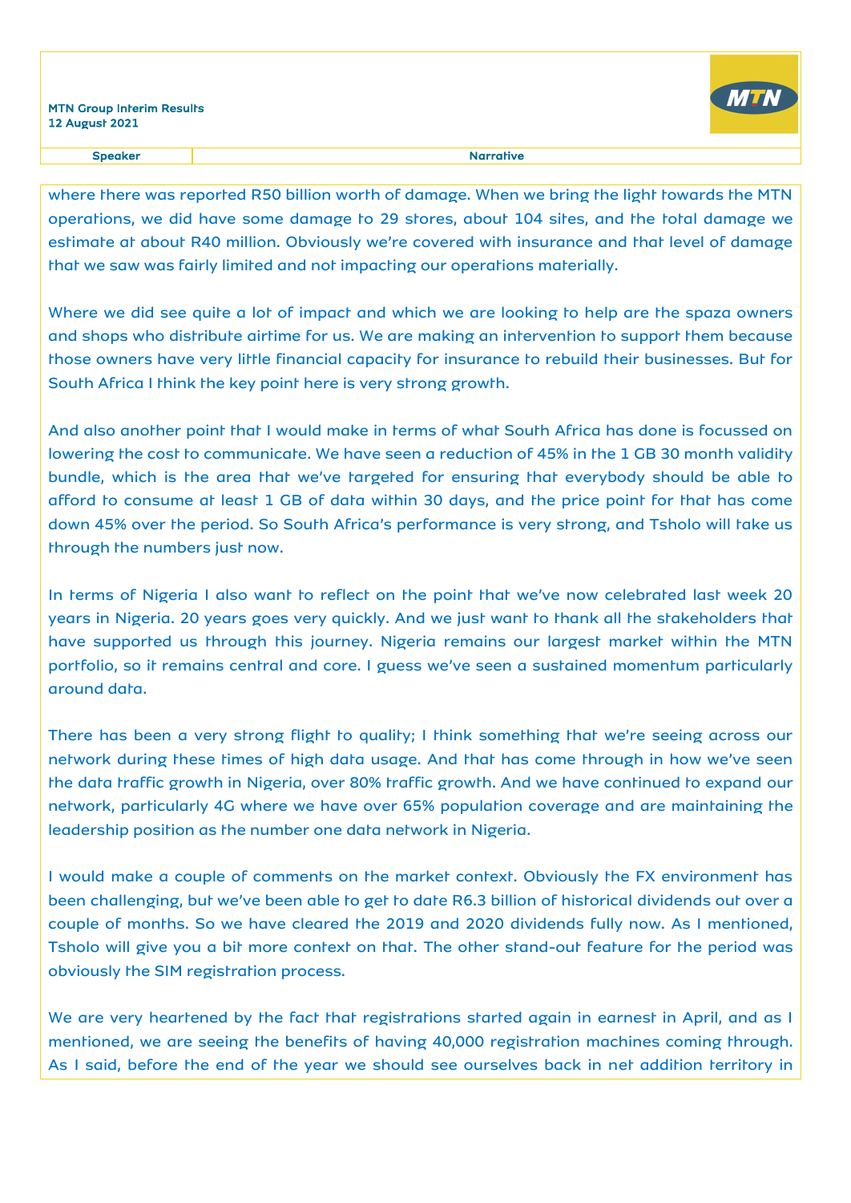where there was reported R50 billion worth of damage. When we bring the light towards the MTN operations, we did have some damage to 29 stores, about 104 sites, and the total damage we estimate at about R40 million. Obviously we're covered with insurance and that level of damage that we saw was fairly limited and not impacting our operations materially.

Where we did see quite a lot of impact and which we are looking to help are the spaza owners and shops who distribute airtime for us. We are making an intervention to support them because those owners have very little financial capacity for insurance to rebuild their businesses. But for South Africa I think the key point here is very strong growth.

And also another point that I would make in terms of what South Africa has done is focussed on lowering the cost to communicate. We have seen a reduction of 45% in the 1 GB 30 month validity bundle, which is the area that we've targeted for ensuring that everybody should be able to afford to consume at least 1 GB of data within 30 days, and the price point for that has come down 45% over the period. So South Africa's performance is very strong, and Tsholo will take us through the numbers just now.

In terms of Nigeria I also want to reflect on the point that we've now celebrated last week 20 years in Nigeria. 20 years goes very quickly. And we just want to thank all the stakeholders that have supported us through this journey. Nigeria remains our largest market within the MTN portfolio, so it remains central and core. I guess we've seen a sustained momentum particularly around data.

There has been a very strong flight to quality; I think something that we're seeing across our network during these times of high data usage. And that has come through in how we've seen the data traffic growth in Nigeria, over 80% traffic growth. And we have continued to expand our network, particularly 4G where we have over 65% population coverage and are maintaining the leadership position as the number one data network in Nigeria.

I would make a couple of comments on the market context. Obviously the FX environment has been challenging, but we've been able to get to date R6.3 billion of historical dividends out over a couple of months. So we have cleared the 2019 and 2020 dividends fully now. As I mentioned, Tsholo will give you a bit more context on that. The other stand-out feature for the period was obviously the SIM registration process.

We are very heartened by the fact that registrations started again in earnest in April, and as I mentioned, we are seeing the benefits of having 40,000 registration machines coming through. As I said, before the end of the year we should see ourselves back in net addition territory in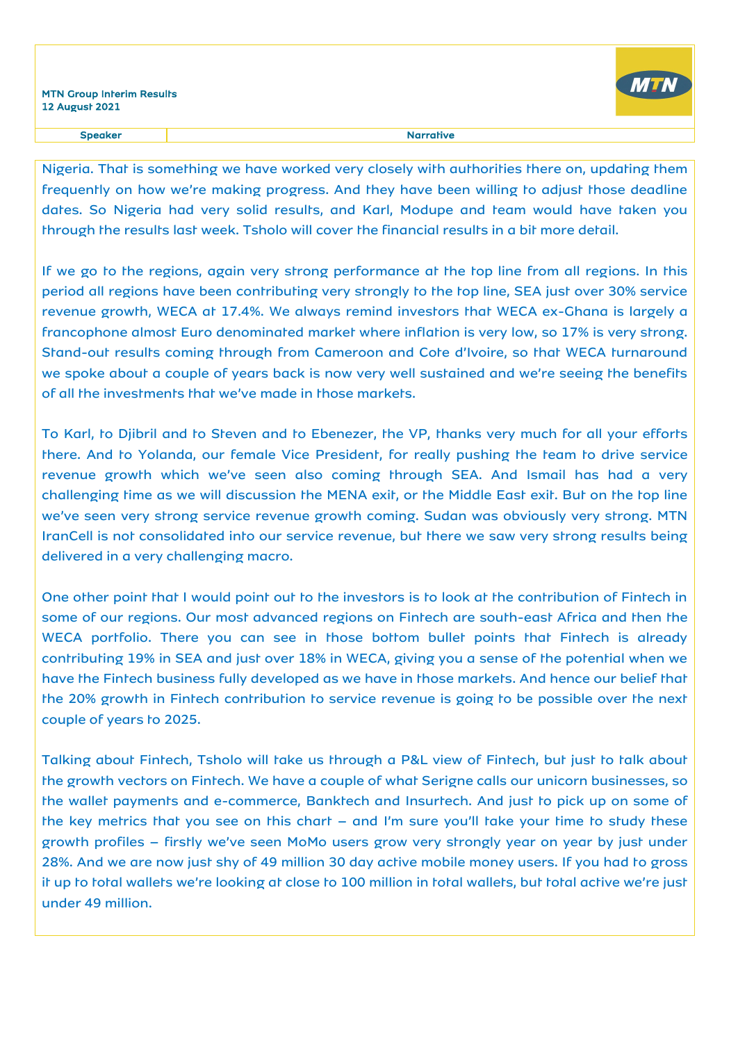| Speaker | Narrative |
| --- | --- |

Nigeria. That is something we have worked very closely with authorities there on, updating them frequently on how we're making progress. And they have been willing to adjust those deadline dates. So Nigeria had very solid results, and Karl, Modupe and team would have taken you through the results last week. Tsholo will cover the financial results in a bit more detail.

If we go to the regions, again very strong performance at the top line from all regions. In this period all regions have been contributing very strongly to the top line, SEA just over 30% service revenue growth, WECA at 17.4%. We always remind investors that WECA ex-Ghana is largely a francophone almost Euro denominated market where inflation is very low, so 17% is very strong. Stand-out results coming through from Cameroon and Cote d'Ivoire, so that WECA turnaround we spoke about a couple of years back is now very well sustained and we're seeing the benefits of all the investments that we've made in those markets.

To Karl, to Djibril and to Steven and to Ebenezer, the VP, thanks very much for all your efforts there. And to Yolanda, our female Vice President, for really pushing the team to drive service revenue growth which we've seen also coming through SEA. And Ismail has had a very challenging time as we will discussion the MENA exit, or the Middle East exit. But on the top line we've seen very strong service revenue growth coming. Sudan was obviously very strong. MTN IranCell is not consolidated into our service revenue, but there we saw very strong results being delivered in a very challenging macro.

One other point that I would point out to the investors is to look at the contribution of Fintech in some of our regions. Our most advanced regions on Fintech are south-east Africa and then the WECA portfolio. There you can see in those bottom bullet points that Fintech is already contributing 19% in SEA and just over 18% in WECA, giving you a sense of the potential when we have the Fintech business fully developed as we have in those markets. And hence our belief that the 20% growth in Fintech contribution to service revenue is going to be possible over the next couple of years to 2025.

Talking about Fintech, Tsholo will take us through a P&L view of Fintech, but just to talk about the growth vectors on Fintech. We have a couple of what Serigne calls our unicorn businesses, so the wallet payments and e-commerce, Banktech and Insurtech. And just to pick up on some of the key metrics that you see on this chart – and I'm sure you'll take your time to study these growth profiles – firstly we've seen MoMo users grow very strongly year on year by just under 28%. And we are now just shy of 49 million 30 day active mobile money users. If you had to gross it up to total wallets we're looking at close to 100 million in total wallets, but total active we're just under 49 million.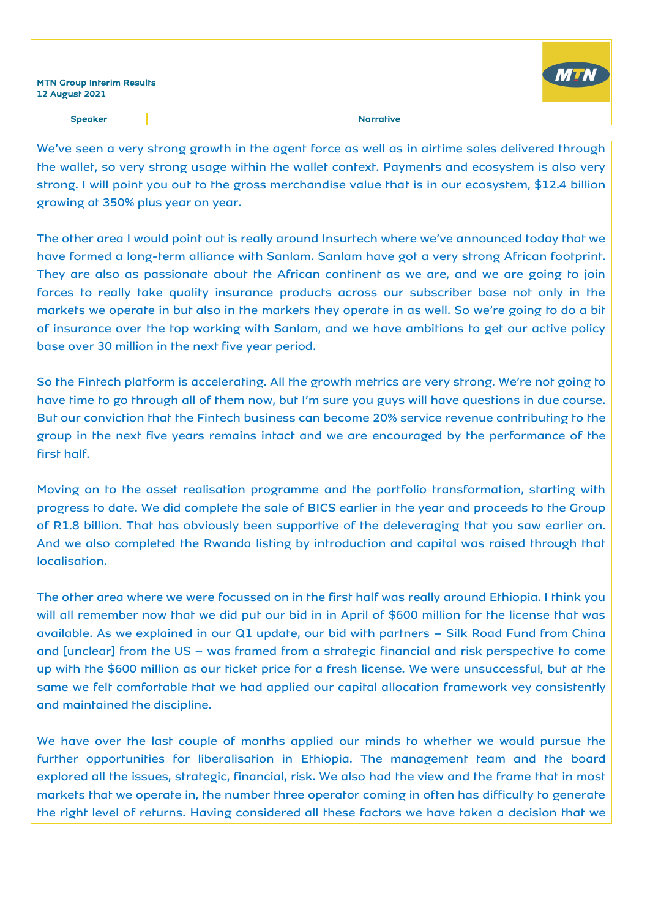| Speaker | Narrative |
|---|---|

We've seen a very strong growth in the agent force as well as in airtime sales delivered through the wallet, so very strong usage within the wallet context. Payments and ecosystem is also very strong. I will point you out to the gross merchandise value that is in our ecosystem, $12.4 billion growing at 350% plus year on year.

The other area I would point out is really around Insurtech where we've announced today that we have formed a long-term alliance with Sanlam. Sanlam have got a very strong African footprint. They are also as passionate about the African continent as we are, and we are going to join forces to really take quality insurance products across our subscriber base not only in the markets we operate in but also in the markets they operate in as well. So we're going to do a bit of insurance over the top working with Sanlam, and we have ambitions to get our active policy base over 30 million in the next five year period.

So the Fintech platform is accelerating. All the growth metrics are very strong. We're not going to have time to go through all of them now, but I'm sure you guys will have questions in due course. But our conviction that the Fintech business can become 20% service revenue contributing to the group in the next five years remains intact and we are encouraged by the performance of the first half.

Moving on to the asset realisation programme and the portfolio transformation, starting with progress to date. We did complete the sale of BICS earlier in the year and proceeds to the Group of R1.8 billion. That has obviously been supportive of the deleveraging that you saw earlier on. And we also completed the Rwanda listing by introduction and capital was raised through that localisation.

The other area where we were focussed on in the first half was really around Ethiopia. I think you will all remember now that we did put our bid in in April of $600 million for the license that was available. As we explained in our Q1 update, our bid with partners – Silk Road Fund from China and [unclear] from the US – was framed from a strategic financial and risk perspective to come up with the $600 million as our ticket price for a fresh license. We were unsuccessful, but at the same we felt comfortable that we had applied our capital allocation framework vey consistently and maintained the discipline.

We have over the last couple of months applied our minds to whether we would pursue the further opportunities for liberalisation in Ethiopia. The management team and the board explored all the issues, strategic, financial, risk. We also had the view and the frame that in most markets that we operate in, the number three operator coming in often has difficulty to generate the right level of returns. Having considered all these factors we have taken a decision that we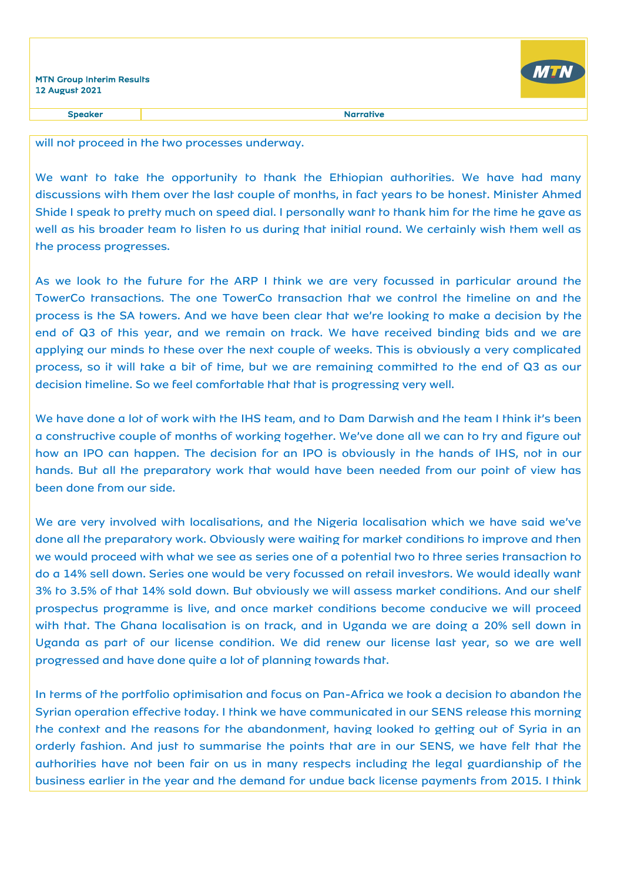will not proceed in the two processes underway.

We want to take the opportunity to thank the Ethiopian authorities. We have had many discussions with them over the last couple of months, in fact years to be honest. Minister Ahmed Shide I speak to pretty much on speed dial. I personally want to thank him for the time he gave as well as his broader team to listen to us during that initial round. We certainly wish them well as the process progresses.

As we look to the future for the ARP I think we are very focussed in particular around the TowerCo transactions. The one TowerCo transaction that we control the timeline on and the process is the SA towers. And we have been clear that we're looking to make a decision by the end of Q3 of this year, and we remain on track. We have received binding bids and we are applying our minds to these over the next couple of weeks. This is obviously a very complicated process, so it will take a bit of time, but we are remaining committed to the end of Q3 as our decision timeline. So we feel comfortable that that is progressing very well.

We have done a lot of work with the IHS team, and to Dam Darwish and the team I think it's been a constructive couple of months of working together. We've done all we can to try and figure out how an IPO can happen. The decision for an IPO is obviously in the hands of IHS, not in our hands. But all the preparatory work that would have been needed from our point of view has been done from our side.

We are very involved with localisations, and the Nigeria localisation which we have said we've done all the preparatory work. Obviously were waiting for market conditions to improve and then we would proceed with what we see as series one of a potential two to three series transaction to do a 14% sell down. Series one would be very focussed on retail investors. We would ideally want 3% to 3.5% of that 14% sold down. But obviously we will assess market conditions. And our shelf prospectus programme is live, and once market conditions become conducive we will proceed with that. The Ghana localisation is on track, and in Uganda we are doing a 20% sell down in Uganda as part of our license condition. We did renew our license last year, so we are well progressed and have done quite a lot of planning towards that.

In terms of the portfolio optimisation and focus on Pan-Africa we took a decision to abandon the Syrian operation effective today. I think we have communicated in our SENS release this morning the context and the reasons for the abandonment, having looked to getting out of Syria in an orderly fashion. And just to summarise the points that are in our SENS, we have felt that the authorities have not been fair on us in many respects including the legal guardianship of the business earlier in the year and the demand for undue back license payments from 2015. I think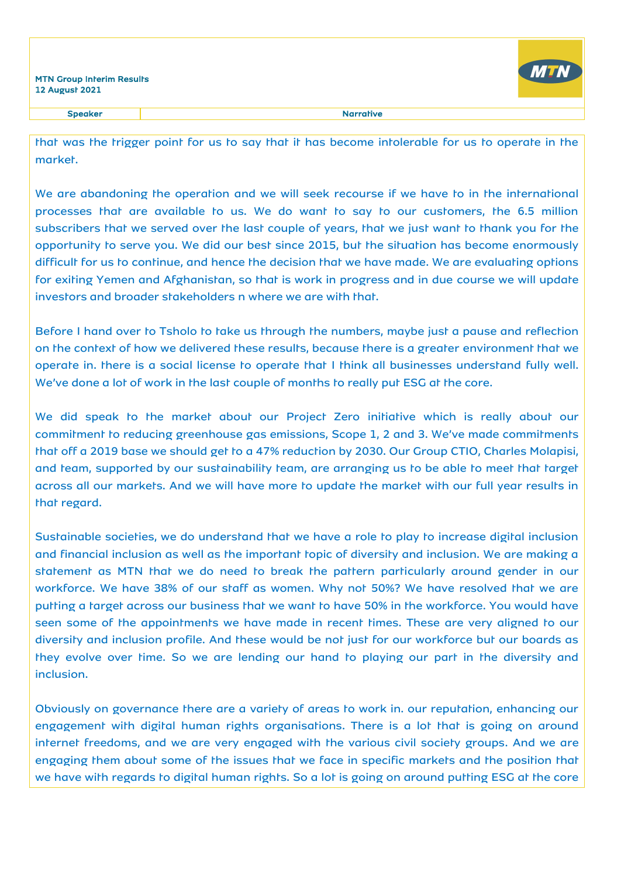that was the trigger point for us to say that it has become intolerable for us to operate in the market.

We are abandoning the operation and we will seek recourse if we have to in the international processes that are available to us. We do want to say to our customers, the 6.5 million subscribers that we served over the last couple of years, that we just want to thank you for the opportunity to serve you. We did our best since 2015, but the situation has become enormously difficult for us to continue, and hence the decision that we have made. We are evaluating options for exiting Yemen and Afghanistan, so that is work in progress and in due course we will update investors and broader stakeholders n where we are with that.

Before I hand over to Tsholo to take us through the numbers, maybe just a pause and reflection on the context of how we delivered these results, because there is a greater environment that we operate in. there is a social license to operate that I think all businesses understand fully well. We've done a lot of work in the last couple of months to really put ESG at the core.

We did speak to the market about our Project Zero initiative which is really about our commitment to reducing greenhouse gas emissions, Scope 1, 2 and 3. We've made commitments that off a 2019 base we should get to a 47% reduction by 2030. Our Group CTIO, Charles Molapisi, and team, supported by our sustainability team, are arranging us to be able to meet that target across all our markets. And we will have more to update the market with our full year results in that regard.

Sustainable societies, we do understand that we have a role to play to increase digital inclusion and financial inclusion as well as the important topic of diversity and inclusion. We are making a statement as MTN that we do need to break the pattern particularly around gender in our workforce. We have 38% of our staff as women. Why not 50%? We have resolved that we are putting a target across our business that we want to have 50% in the workforce. You would have seen some of the appointments we have made in recent times. These are very aligned to our diversity and inclusion profile. And these would be not just for our workforce but our boards as they evolve over time. So we are lending our hand to playing our part in the diversity and inclusion.

Obviously on governance there are a variety of areas to work in. our reputation, enhancing our engagement with digital human rights organisations. There is a lot that is going on around internet freedoms, and we are very engaged with the various civil society groups. And we are engaging them about some of the issues that we face in specific markets and the position that we have with regards to digital human rights. So a lot is going on around putting ESG at the core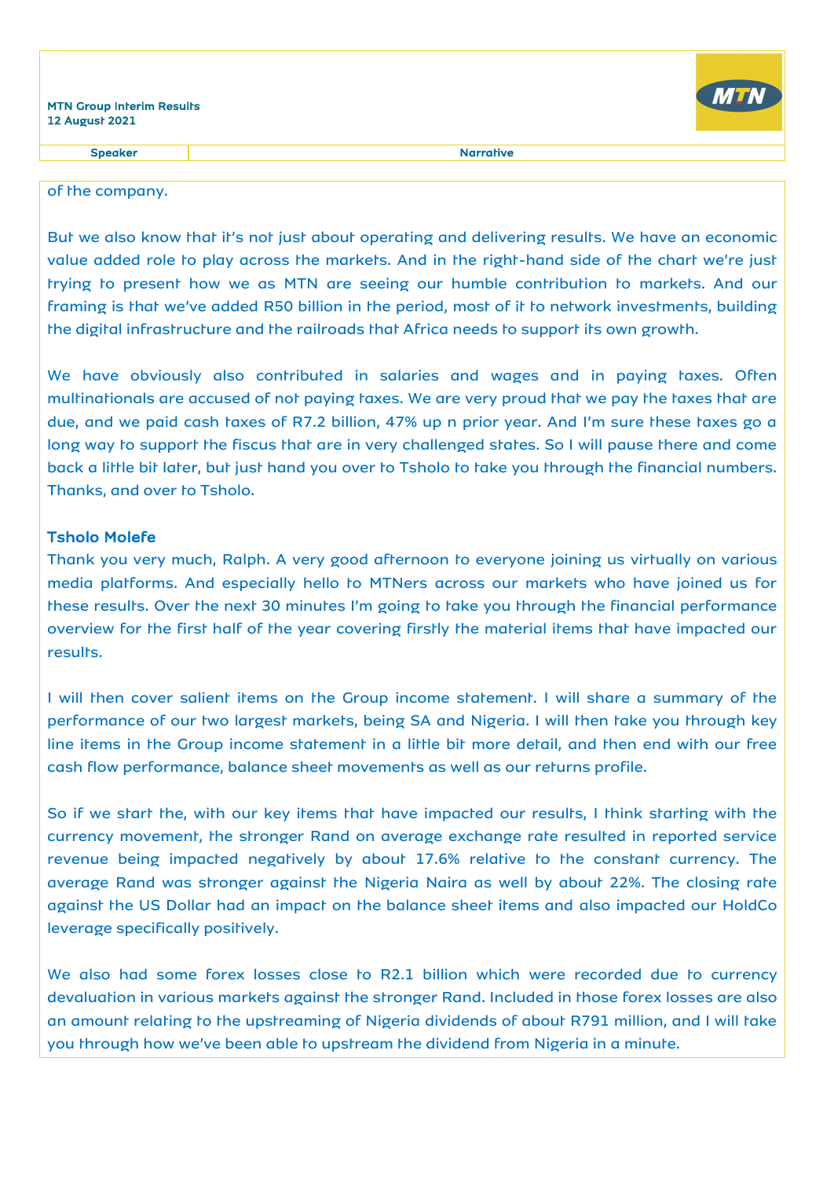of the company.

But we also know that it's not just about operating and delivering results. We have an economic value added role to play across the markets. And in the right-hand side of the chart we're just trying to present how we as MTN are seeing our humble contribution to markets. And our framing is that we've added R50 billion in the period, most of it to network investments, building the digital infrastructure and the railroads that Africa needs to support its own growth.

We have obviously also contributed in salaries and wages and in paying taxes. Often multinationals are accused of not paying taxes. We are very proud that we pay the taxes that are due, and we paid cash taxes of R7.2 billion, 47% up n prior year. And I'm sure these taxes go a long way to support the fiscus that are in very challenged states. So I will pause there and come back a little bit later, but just hand you over to Tsholo to take you through the financial numbers. Thanks, and over to Tsholo.

**Tsholo Molefe**

Thank you very much, Ralph. A very good afternoon to everyone joining us virtually on various media platforms. And especially hello to MTNers across our markets who have joined us for these results. Over the next 30 minutes I'm going to take you through the financial performance overview for the first half of the year covering firstly the material items that have impacted our results.

I will then cover salient items on the Group income statement. I will share a summary of the performance of our two largest markets, being SA and Nigeria. I will then take you through key line items in the Group income statement in a little bit more detail, and then end with our free cash flow performance, balance sheet movements as well as our returns profile.

So if we start the, with our key items that have impacted our results, I think starting with the currency movement, the stronger Rand on average exchange rate resulted in reported service revenue being impacted negatively by about 17.6% relative to the constant currency. The average Rand was stronger against the Nigeria Naira as well by about 22%. The closing rate against the US Dollar had an impact on the balance sheet items and also impacted our HoldCo leverage specifically positively.

We also had some forex losses close to R2.1 billion which were recorded due to currency devaluation in various markets against the stronger Rand. Included in those forex losses are also an amount relating to the upstreaming of Nigeria dividends of about R791 million, and I will take you through how we've been able to upstream the dividend from Nigeria in a minute.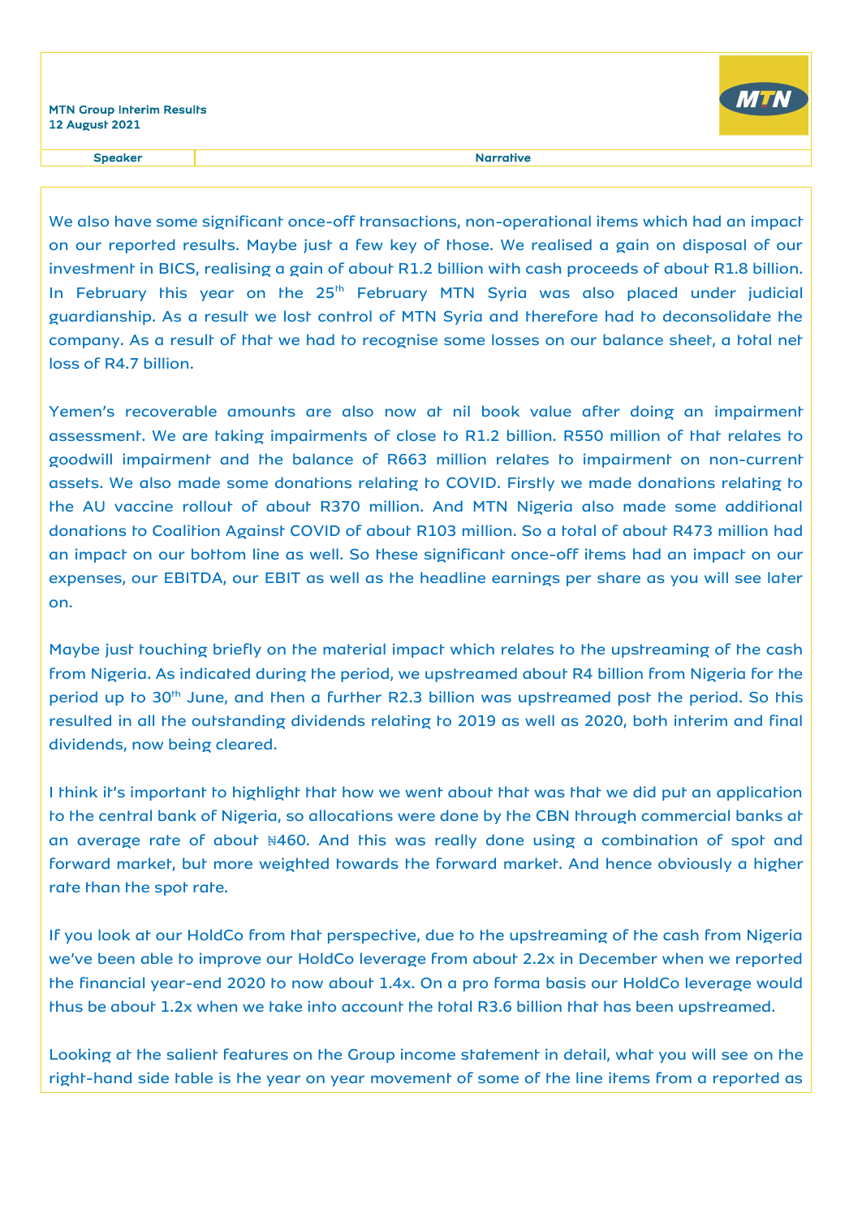We also have some significant once-off transactions, non-operational items which had an impact on our reported results. Maybe just a few key of those. We realised a gain on disposal of our investment in BICS, realising a gain of about R1.2 billion with cash proceeds of about R1.8 billion. In February this year on the 25th February MTN Syria was also placed under judicial guardianship. As a result we lost control of MTN Syria and therefore had to deconsolidate the company. As a result of that we had to recognise some losses on our balance sheet, a total net loss of R4.7 billion.

Yemen's recoverable amounts are also now at nil book value after doing an impairment assessment. We are taking impairments of close to R1.2 billion. R550 million of that relates to goodwill impairment and the balance of R663 million relates to impairment on non-current assets. We also made some donations relating to COVID. Firstly we made donations relating to the AU vaccine rollout of about R370 million. And MTN Nigeria also made some additional donations to Coalition Against COVID of about R103 million. So a total of about R473 million had an impact on our bottom line as well. So these significant once-off items had an impact on our expenses, our EBITDA, our EBIT as well as the headline earnings per share as you will see later on.

Maybe just touching briefly on the material impact which relates to the upstreaming of the cash from Nigeria. As indicated during the period, we upstreamed about R4 billion from Nigeria for the period up to 30th June, and then a further R2.3 billion was upstreamed post the period. So this resulted in all the outstanding dividends relating to 2019 as well as 2020, both interim and final dividends, now being cleared.

I think it's important to highlight that how we went about that was that we did put an application to the central bank of Nigeria, so allocations were done by the CBN through commercial banks at an average rate of about ₦460. And this was really done using a combination of spot and forward market, but more weighted towards the forward market. And hence obviously a higher rate than the spot rate.

If you look at our HoldCo from that perspective, due to the upstreaming of the cash from Nigeria we've been able to improve our HoldCo leverage from about 2.2x in December when we reported the financial year-end 2020 to now about 1.4x. On a pro forma basis our HoldCo leverage would thus be about 1.2x when we take into account the total R3.6 billion that has been upstreamed.

Looking at the salient features on the Group income statement in detail, what you will see on the right-hand side table is the year on year movement of some of the line items from a reported as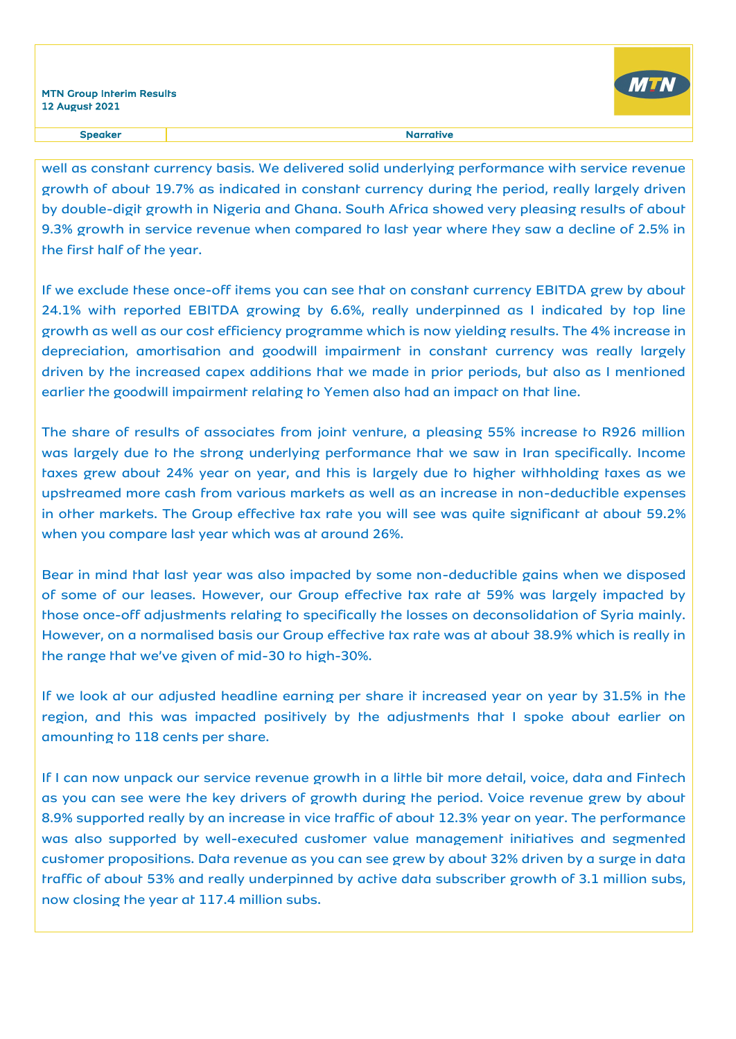| Speaker | Narrative |
|---|---|

well as constant currency basis. We delivered solid underlying performance with service revenue growth of about 19.7% as indicated in constant currency during the period, really largely driven by double-digit growth in Nigeria and Ghana. South Africa showed very pleasing results of about 9.3% growth in service revenue when compared to last year where they saw a decline of 2.5% in the first half of the year.

If we exclude these once-off items you can see that on constant currency EBITDA grew by about 24.1% with reported EBITDA growing by 6.6%, really underpinned as I indicated by top line growth as well as our cost efficiency programme which is now yielding results. The 4% increase in depreciation, amortisation and goodwill impairment in constant currency was really largely driven by the increased capex additions that we made in prior periods, but also as I mentioned earlier the goodwill impairment relating to Yemen also had an impact on that line.

The share of results of associates from joint venture, a pleasing 55% increase to R926 million was largely due to the strong underlying performance that we saw in Iran specifically. Income taxes grew about 24% year on year, and this is largely due to higher withholding taxes as we upstreamed more cash from various markets as well as an increase in non-deductible expenses in other markets. The Group effective tax rate you will see was quite significant at about 59.2% when you compare last year which was at around 26%.

Bear in mind that last year was also impacted by some non-deductible gains when we disposed of some of our leases. However, our Group effective tax rate at 59% was largely impacted by those once-off adjustments relating to specifically the losses on deconsolidation of Syria mainly. However, on a normalised basis our Group effective tax rate was at about 38.9% which is really in the range that we've given of mid-30 to high-30%.

If we look at our adjusted headline earning per share it increased year on year by 31.5% in the region, and this was impacted positively by the adjustments that I spoke about earlier on amounting to 118 cents per share.

If I can now unpack our service revenue growth in a little bit more detail, voice, data and Fintech as you can see were the key drivers of growth during the period. Voice revenue grew by about 8.9% supported really by an increase in vice traffic of about 12.3% year on year. The performance was also supported by well-executed customer value management initiatives and segmented customer propositions. Data revenue as you can see grew by about 32% driven by a surge in data traffic of about 53% and really underpinned by active data subscriber growth of 3.1 million subs, now closing the year at 117.4 million subs.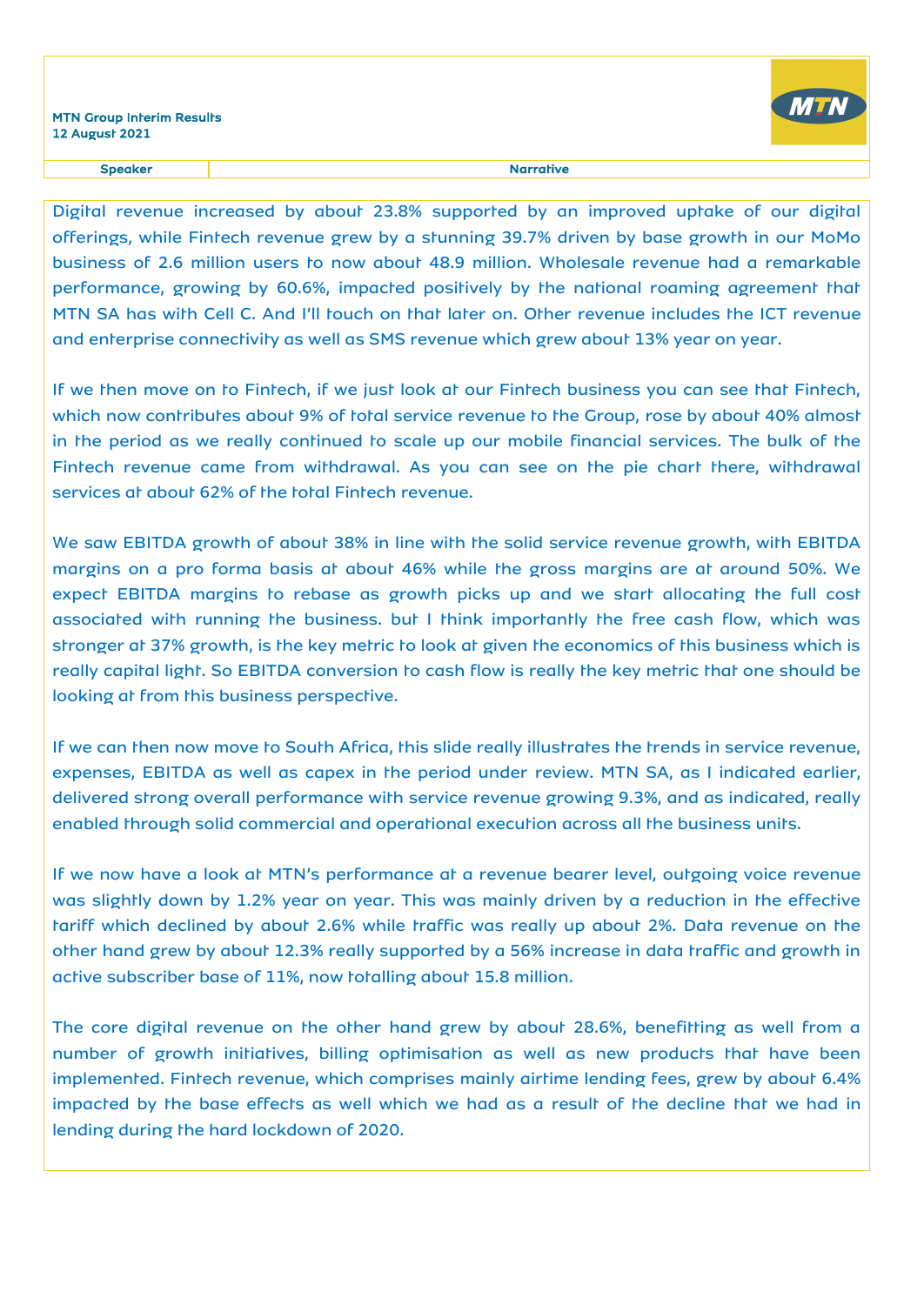| Speaker | Narrative |
|---|---|

Digital revenue increased by about 23.8% supported by an improved uptake of our digital offerings, while Fintech revenue grew by a stunning 39.7% driven by base growth in our MoMo business of 2.6 million users to now about 48.9 million. Wholesale revenue had a remarkable performance, growing by 60.6%, impacted positively by the national roaming agreement that MTN SA has with Cell C. And I'll touch on that later on. Other revenue includes the ICT revenue and enterprise connectivity as well as SMS revenue which grew about 13% year on year.

If we then move on to Fintech, if we just look at our Fintech business you can see that Fintech, which now contributes about 9% of total service revenue to the Group, rose by about 40% almost in the period as we really continued to scale up our mobile financial services. The bulk of the Fintech revenue came from withdrawal. As you can see on the pie chart there, withdrawal services at about 62% of the total Fintech revenue.

We saw EBITDA growth of about 38% in line with the solid service revenue growth, with EBITDA margins on a pro forma basis at about 46% while the gross margins are at around 50%. We expect EBITDA margins to rebase as growth picks up and we start allocating the full cost associated with running the business. but I think importantly the free cash flow, which was stronger at 37% growth, is the key metric to look at given the economics of this business which is really capital light. So EBITDA conversion to cash flow is really the key metric that one should be looking at from this business perspective.

If we can then now move to South Africa, this slide really illustrates the trends in service revenue, expenses, EBITDA as well as capex in the period under review. MTN SA, as I indicated earlier, delivered strong overall performance with service revenue growing 9.3%, and as indicated, really enabled through solid commercial and operational execution across all the business units.

If we now have a look at MTN's performance at a revenue bearer level, outgoing voice revenue was slightly down by 1.2% year on year. This was mainly driven by a reduction in the effective tariff which declined by about 2.6% while traffic was really up about 2%. Data revenue on the other hand grew by about 12.3% really supported by a 56% increase in data traffic and growth in active subscriber base of 11%, now totalling about 15.8 million.

The core digital revenue on the other hand grew by about 28.6%, benefitting as well from a number of growth initiatives, billing optimisation as well as new products that have been implemented. Fintech revenue, which comprises mainly airtime lending fees, grew by about 6.4% impacted by the base effects as well which we had as a result of the decline that we had in lending during the hard lockdown of 2020.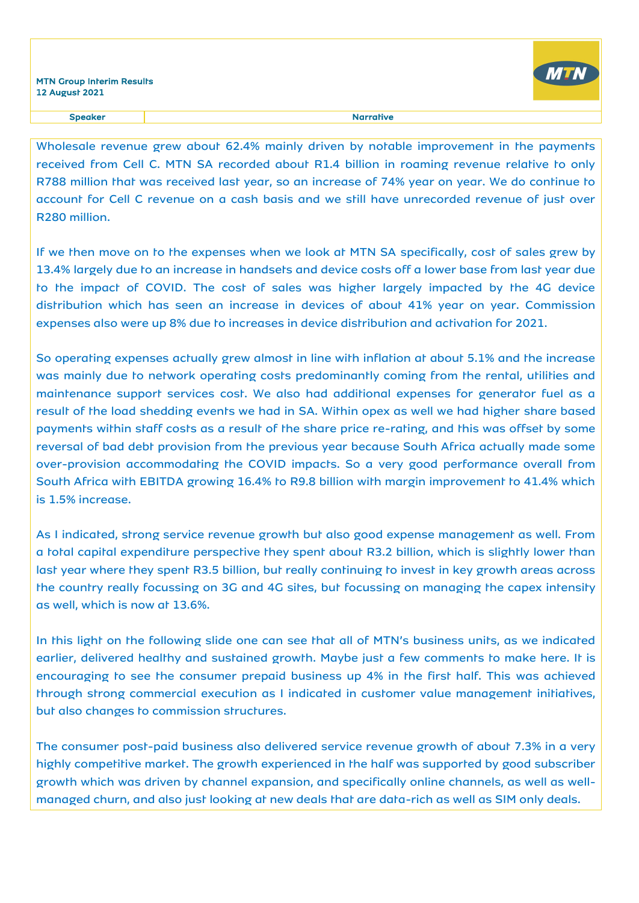| Speaker | Narrative |
| --- | --- |

Wholesale revenue grew about 62.4% mainly driven by notable improvement in the payments received from Cell C. MTN SA recorded about R1.4 billion in roaming revenue relative to only R788 million that was received last year, so an increase of 74% year on year. We do continue to account for Cell C revenue on a cash basis and we still have unrecorded revenue of just over R280 million.

If we then move on to the expenses when we look at MTN SA specifically, cost of sales grew by 13.4% largely due to an increase in handsets and device costs off a lower base from last year due to the impact of COVID. The cost of sales was higher largely impacted by the 4G device distribution which has seen an increase in devices of about 41% year on year. Commission expenses also were up 8% due to increases in device distribution and activation for 2021.

So operating expenses actually grew almost in line with inflation at about 5.1% and the increase was mainly due to network operating costs predominantly coming from the rental, utilities and maintenance support services cost. We also had additional expenses for generator fuel as a result of the load shedding events we had in SA. Within opex as well we had higher share based payments within staff costs as a result of the share price re-rating, and this was offset by some reversal of bad debt provision from the previous year because South Africa actually made some over-provision accommodating the COVID impacts. So a very good performance overall from South Africa with EBITDA growing 16.4% to R9.8 billion with margin improvement to 41.4% which is 1.5% increase.

As I indicated, strong service revenue growth but also good expense management as well. From a total capital expenditure perspective they spent about R3.2 billion, which is slightly lower than last year where they spent R3.5 billion, but really continuing to invest in key growth areas across the country really focussing on 3G and 4G sites, but focussing on managing the capex intensity as well, which is now at 13.6%.

In this light on the following slide one can see that all of MTN's business units, as we indicated earlier, delivered healthy and sustained growth. Maybe just a few comments to make here. It is encouraging to see the consumer prepaid business up 4% in the first half. This was achieved through strong commercial execution as I indicated in customer value management initiatives, but also changes to commission structures.

The consumer post-paid business also delivered service revenue growth of about 7.3% in a very highly competitive market. The growth experienced in the half was supported by good subscriber growth which was driven by channel expansion, and specifically online channels, as well as well-managed churn, and also just looking at new deals that are data-rich as well as SIM only deals.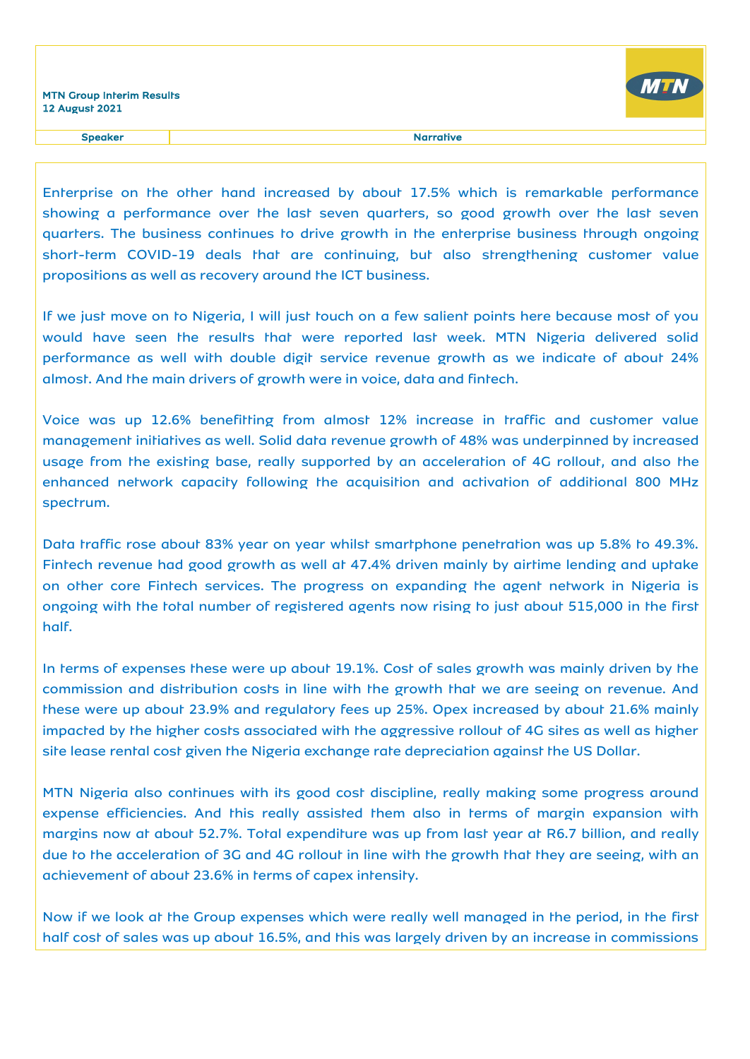Enterprise on the other hand increased by about 17.5% which is remarkable performance showing a performance over the last seven quarters, so good growth over the last seven quarters. The business continues to drive growth in the enterprise business through ongoing short-term COVID-19 deals that are continuing, but also strengthening customer value propositions as well as recovery around the ICT business.

If we just move on to Nigeria, I will just touch on a few salient points here because most of you would have seen the results that were reported last week. MTN Nigeria delivered solid performance as well with double digit service revenue growth as we indicate of about 24% almost. And the main drivers of growth were in voice, data and fintech.

Voice was up 12.6% benefitting from almost 12% increase in traffic and customer value management initiatives as well. Solid data revenue growth of 48% was underpinned by increased usage from the existing base, really supported by an acceleration of 4G rollout, and also the enhanced network capacity following the acquisition and activation of additional 800 MHz spectrum.

Data traffic rose about 83% year on year whilst smartphone penetration was up 5.8% to 49.3%. Fintech revenue had good growth as well at 47.4% driven mainly by airtime lending and uptake on other core Fintech services. The progress on expanding the agent network in Nigeria is ongoing with the total number of registered agents now rising to just about 515,000 in the first half.

In terms of expenses these were up about 19.1%. Cost of sales growth was mainly driven by the commission and distribution costs in line with the growth that we are seeing on revenue. And these were up about 23.9% and regulatory fees up 25%. Opex increased by about 21.6% mainly impacted by the higher costs associated with the aggressive rollout of 4G sites as well as higher site lease rental cost given the Nigeria exchange rate depreciation against the US Dollar.

MTN Nigeria also continues with its good cost discipline, really making some progress around expense efficiencies. And this really assisted them also in terms of margin expansion with margins now at about 52.7%. Total expenditure was up from last year at R6.7 billion, and really due to the acceleration of 3G and 4G rollout in line with the growth that they are seeing, with an achievement of about 23.6% in terms of capex intensity.

Now if we look at the Group expenses which were really well managed in the period, in the first half cost of sales was up about 16.5%, and this was largely driven by an increase in commissions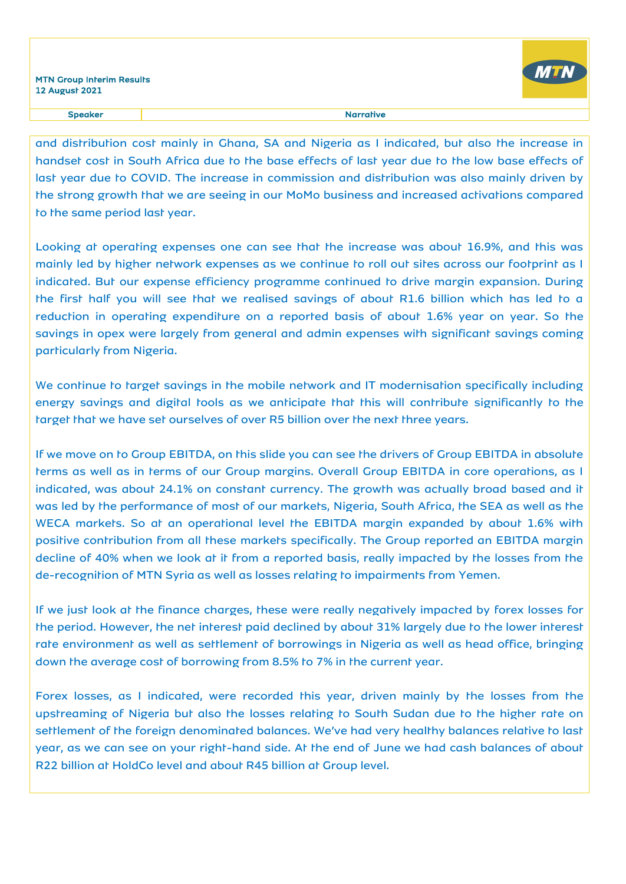and distribution cost mainly in Ghana, SA and Nigeria as I indicated, but also the increase in handset cost in South Africa due to the base effects of last year due to the low base effects of last year due to COVID. The increase in commission and distribution was also mainly driven by the strong growth that we are seeing in our MoMo business and increased activations compared to the same period last year.

Looking at operating expenses one can see that the increase was about 16.9%, and this was mainly led by higher network expenses as we continue to roll out sites across our footprint as I indicated. But our expense efficiency programme continued to drive margin expansion. During the first half you will see that we realised savings of about R1.6 billion which has led to a reduction in operating expenditure on a reported basis of about 1.6% year on year. So the savings in opex were largely from general and admin expenses with significant savings coming particularly from Nigeria.

We continue to target savings in the mobile network and IT modernisation specifically including energy savings and digital tools as we anticipate that this will contribute significantly to the target that we have set ourselves of over R5 billion over the next three years.

If we move on to Group EBITDA, on this slide you can see the drivers of Group EBITDA in absolute terms as well as in terms of our Group margins. Overall Group EBITDA in core operations, as I indicated, was about 24.1% on constant currency. The growth was actually broad based and it was led by the performance of most of our markets, Nigeria, South Africa, the SEA as well as the WECA markets. So at an operational level the EBITDA margin expanded by about 1.6% with positive contribution from all these markets specifically. The Group reported an EBITDA margin decline of 40% when we look at it from a reported basis, really impacted by the losses from the de-recognition of MTN Syria as well as losses relating to impairments from Yemen.

If we just look at the finance charges, these were really negatively impacted by forex losses for the period. However, the net interest paid declined by about 31% largely due to the lower interest rate environment as well as settlement of borrowings in Nigeria as well as head office, bringing down the average cost of borrowing from 8.5% to 7% in the current year.

Forex losses, as I indicated, were recorded this year, driven mainly by the losses from the upstreaming of Nigeria but also the losses relating to South Sudan due to the higher rate on settlement of the foreign denominated balances. We've had very healthy balances relative to last year, as we can see on your right-hand side. At the end of June we had cash balances of about R22 billion at HoldCo level and about R45 billion at Group level.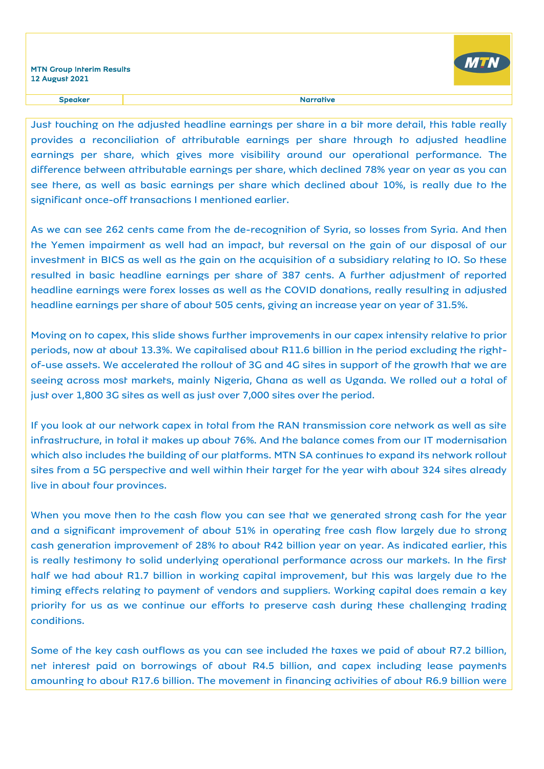| Speaker | Narrative |
| --- | --- |

Just touching on the adjusted headline earnings per share in a bit more detail, this table really provides a reconciliation of attributable earnings per share through to adjusted headline earnings per share, which gives more visibility around our operational performance. The difference between attributable earnings per share, which declined 78% year on year as you can see there, as well as basic earnings per share which declined about 10%, is really due to the significant once-off transactions I mentioned earlier.

As we can see 262 cents came from the de-recognition of Syria, so losses from Syria. And then the Yemen impairment as well had an impact, but reversal on the gain of our disposal of our investment in BICS as well as the gain on the acquisition of a subsidiary relating to IO. So these resulted in basic headline earnings per share of 387 cents. A further adjustment of reported headline earnings were forex losses as well as the COVID donations, really resulting in adjusted headline earnings per share of about 505 cents, giving an increase year on year of 31.5%.

Moving on to capex, this slide shows further improvements in our capex intensity relative to prior periods, now at about 13.3%. We capitalised about R11.6 billion in the period excluding the right-of-use assets. We accelerated the rollout of 3G and 4G sites in support of the growth that we are seeing across most markets, mainly Nigeria, Ghana as well as Uganda. We rolled out a total of just over 1,800 3G sites as well as just over 7,000 sites over the period.

If you look at our network capex in total from the RAN transmission core network as well as site infrastructure, in total it makes up about 76%. And the balance comes from our IT modernisation which also includes the building of our platforms. MTN SA continues to expand its network rollout sites from a 5G perspective and well within their target for the year with about 324 sites already live in about four provinces.

When you move then to the cash flow you can see that we generated strong cash for the year and a significant improvement of about 51% in operating free cash flow largely due to strong cash generation improvement of 28% to about R42 billion year on year. As indicated earlier, this is really testimony to solid underlying operational performance across our markets. In the first half we had about R1.7 billion in working capital improvement, but this was largely due to the timing effects relating to payment of vendors and suppliers. Working capital does remain a key priority for us as we continue our efforts to preserve cash during these challenging trading conditions.

Some of the key cash outflows as you can see included the taxes we paid of about R7.2 billion, net interest paid on borrowings of about R4.5 billion, and capex including lease payments amounting to about R17.6 billion. The movement in financing activities of about R6.9 billion were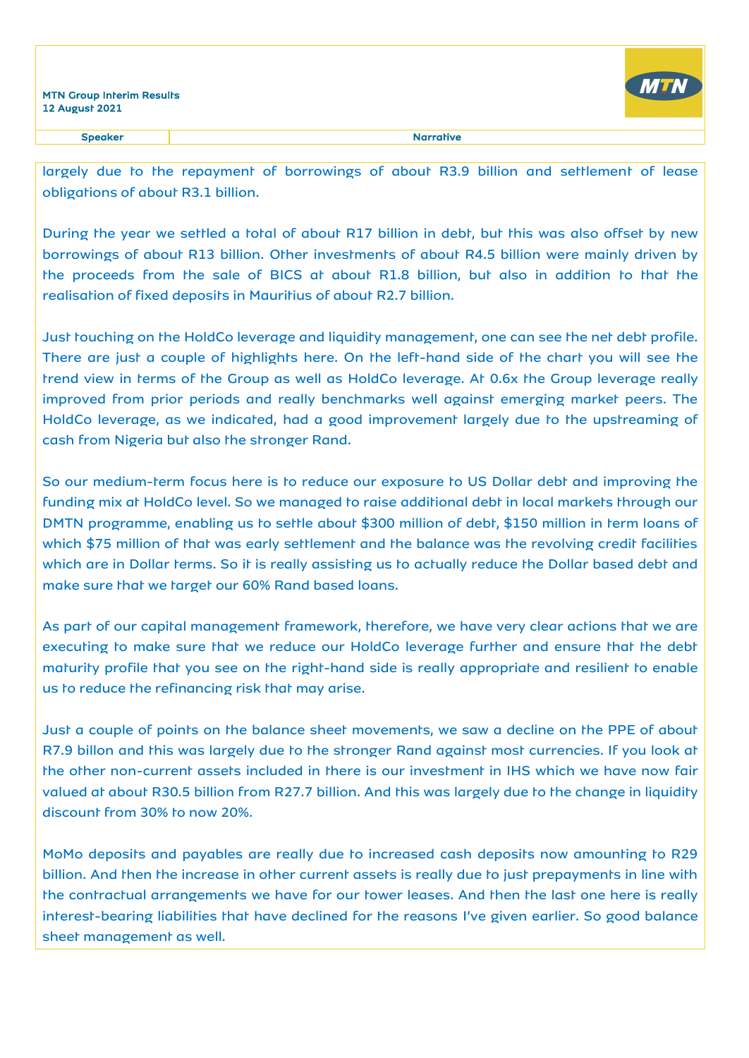largely due to the repayment of borrowings of about R3.9 billion and settlement of lease obligations of about R3.1 billion.

During the year we settled a total of about R17 billion in debt, but this was also offset by new borrowings of about R13 billion. Other investments of about R4.5 billion were mainly driven by the proceeds from the sale of BICS at about R1.8 billion, but also in addition to that the realisation of fixed deposits in Mauritius of about R2.7 billion.

Just touching on the HoldCo leverage and liquidity management, one can see the net debt profile. There are just a couple of highlights here. On the left-hand side of the chart you will see the trend view in terms of the Group as well as HoldCo leverage. At 0.6x the Group leverage really improved from prior periods and really benchmarks well against emerging market peers. The HoldCo leverage, as we indicated, had a good improvement largely due to the upstreaming of cash from Nigeria but also the stronger Rand.

So our medium-term focus here is to reduce our exposure to US Dollar debt and improving the funding mix at HoldCo level. So we managed to raise additional debt in local markets through our DMTN programme, enabling us to settle about $300 million of debt, $150 million in term loans of which $75 million of that was early settlement and the balance was the revolving credit facilities which are in Dollar terms. So it is really assisting us to actually reduce the Dollar based debt and make sure that we target our 60% Rand based loans.

As part of our capital management framework, therefore, we have very clear actions that we are executing to make sure that we reduce our HoldCo leverage further and ensure that the debt maturity profile that you see on the right-hand side is really appropriate and resilient to enable us to reduce the refinancing risk that may arise.

Just a couple of points on the balance sheet movements, we saw a decline on the PPE of about R7.9 billon and this was largely due to the stronger Rand against most currencies. If you look at the other non-current assets included in there is our investment in IHS which we have now fair valued at about R30.5 billion from R27.7 billion. And this was largely due to the change in liquidity discount from 30% to now 20%.

MoMo deposits and payables are really due to increased cash deposits now amounting to R29 billion. And then the increase in other current assets is really due to just prepayments in line with the contractual arrangements we have for our tower leases. And then the last one here is really interest-bearing liabilities that have declined for the reasons I've given earlier. So good balance sheet management as well.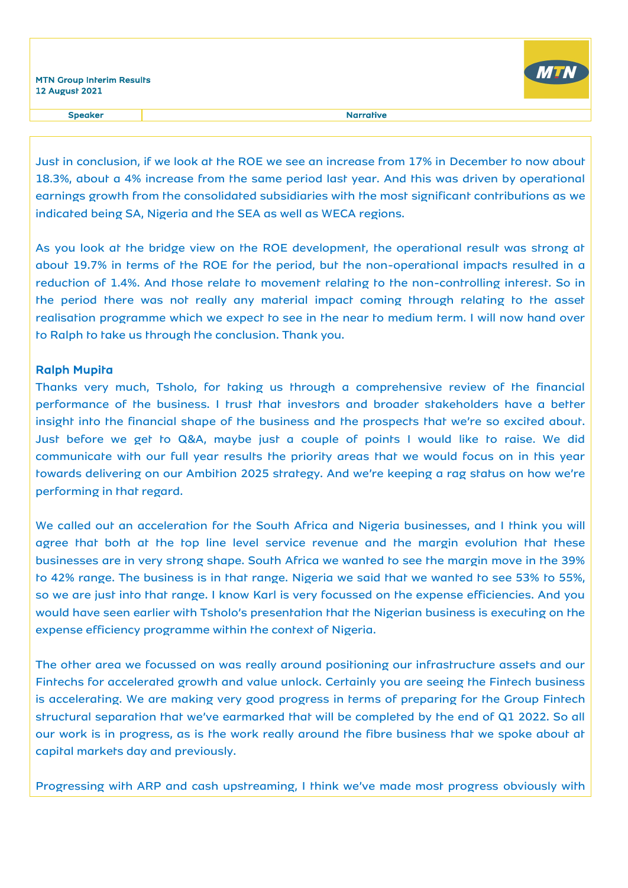Just in conclusion, if we look at the ROE we see an increase from 17% in December to now about 18.3%, about a 4% increase from the same period last year. And this was driven by operational earnings growth from the consolidated subsidiaries with the most significant contributions as we indicated being SA, Nigeria and the SEA as well as WECA regions.

As you look at the bridge view on the ROE development, the operational result was strong at about 19.7% in terms of the ROE for the period, but the non-operational impacts resulted in a reduction of 1.4%. And those relate to movement relating to the non-controlling interest. So in the period there was not really any material impact coming through relating to the asset realisation programme which we expect to see in the near to medium term. I will now hand over to Ralph to take us through the conclusion. Thank you.

**Ralph Mupita**

Thanks very much, Tsholo, for taking us through a comprehensive review of the financial performance of the business. I trust that investors and broader stakeholders have a better insight into the financial shape of the business and the prospects that we're so excited about. Just before we get to Q&A, maybe just a couple of points I would like to raise. We did communicate with our full year results the priority areas that we would focus on in this year towards delivering on our Ambition 2025 strategy. And we're keeping a rag status on how we're performing in that regard.

We called out an acceleration for the South Africa and Nigeria businesses, and I think you will agree that both at the top line level service revenue and the margin evolution that these businesses are in very strong shape. South Africa we wanted to see the margin move in the 39% to 42% range. The business is in that range. Nigeria we said that we wanted to see 53% to 55%, so we are just into that range. I know Karl is very focussed on the expense efficiencies. And you would have seen earlier with Tsholo's presentation that the Nigerian business is executing on the expense efficiency programme within the context of Nigeria.

The other area we focussed on was really around positioning our infrastructure assets and our Fintechs for accelerated growth and value unlock. Certainly you are seeing the Fintech business is accelerating. We are making very good progress in terms of preparing for the Group Fintech structural separation that we've earmarked that will be completed by the end of Q1 2022. So all our work is in progress, as is the work really around the fibre business that we spoke about at capital markets day and previously.

Progressing with ARP and cash upstreaming, I think we've made most progress obviously with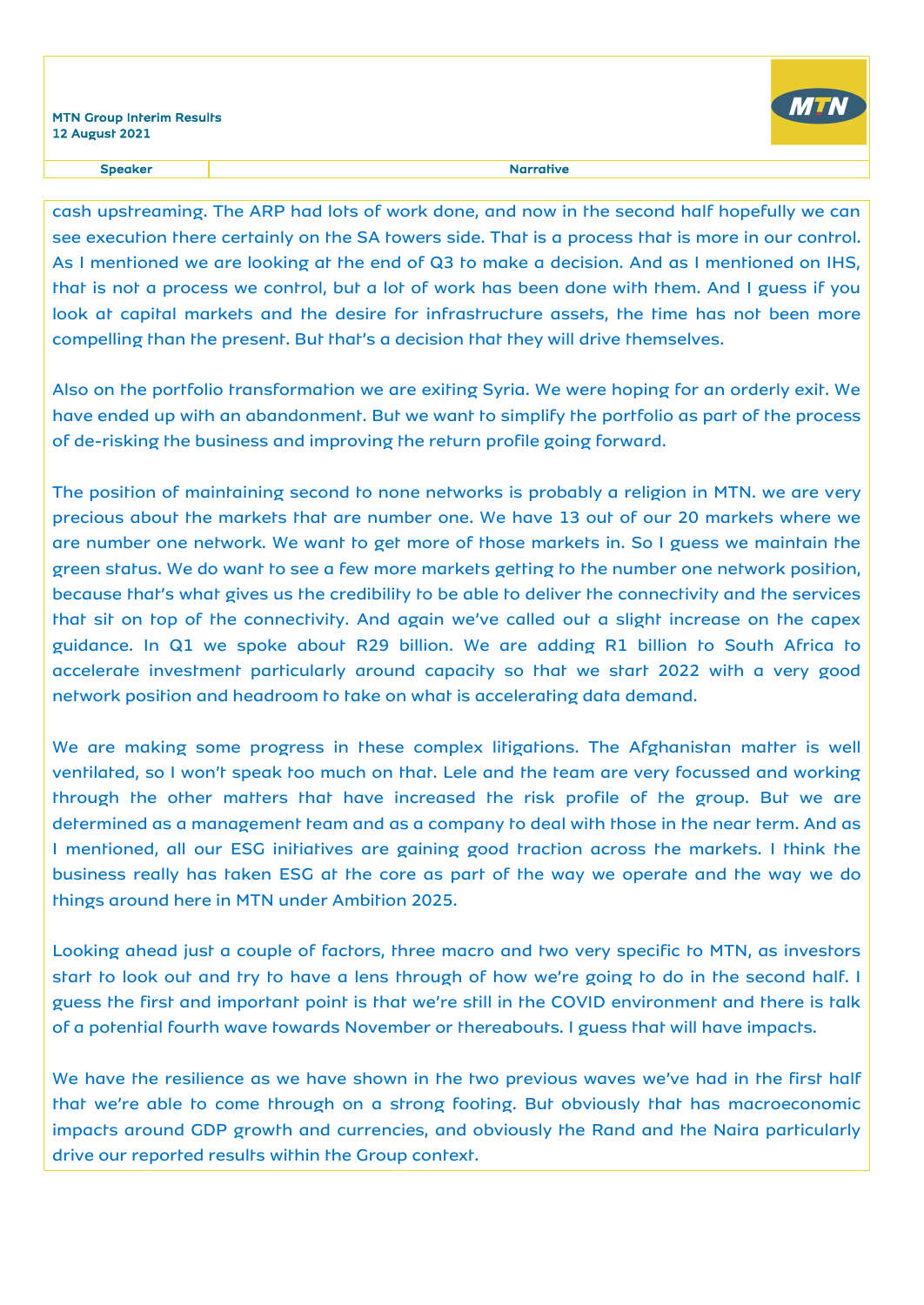cash upstreaming. The ARP had lots of work done, and now in the second half hopefully we can see execution there certainly on the SA towers side. That is a process that is more in our control. As I mentioned we are looking at the end of Q3 to make a decision. And as I mentioned on IHS, that is not a process we control, but a lot of work has been done with them. And I guess if you look at capital markets and the desire for infrastructure assets, the time has not been more compelling than the present. But that's a decision that they will drive themselves.

Also on the portfolio transformation we are exiting Syria. We were hoping for an orderly exit. We have ended up with an abandonment. But we want to simplify the portfolio as part of the process of de-risking the business and improving the return profile going forward.

The position of maintaining second to none networks is probably a religion in MTN. we are very precious about the markets that are number one. We have 13 out of our 20 markets where we are number one network. We want to get more of those markets in. So I guess we maintain the green status. We do want to see a few more markets getting to the number one network position, because that's what gives us the credibility to be able to deliver the connectivity and the services that sit on top of the connectivity. And again we've called out a slight increase on the capex guidance. In Q1 we spoke about R29 billion. We are adding R1 billion to South Africa to accelerate investment particularly around capacity so that we start 2022 with a very good network position and headroom to take on what is accelerating data demand.

We are making some progress in these complex litigations. The Afghanistan matter is well ventilated, so I won't speak too much on that. Lele and the team are very focussed and working through the other matters that have increased the risk profile of the group. But we are determined as a management team and as a company to deal with those in the near term. And as I mentioned, all our ESG initiatives are gaining good traction across the markets. I think the business really has taken ESG at the core as part of the way we operate and the way we do things around here in MTN under Ambition 2025.

Looking ahead just a couple of factors, three macro and two very specific to MTN, as investors start to look out and try to have a lens through of how we're going to do in the second half. I guess the first and important point is that we're still in the COVID environment and there is talk of a potential fourth wave towards November or thereabouts. I guess that will have impacts.

We have the resilience as we have shown in the two previous waves we've had in the first half that we're able to come through on a strong footing. But obviously that has macroeconomic impacts around GDP growth and currencies, and obviously the Rand and the Naira particularly drive our reported results within the Group context.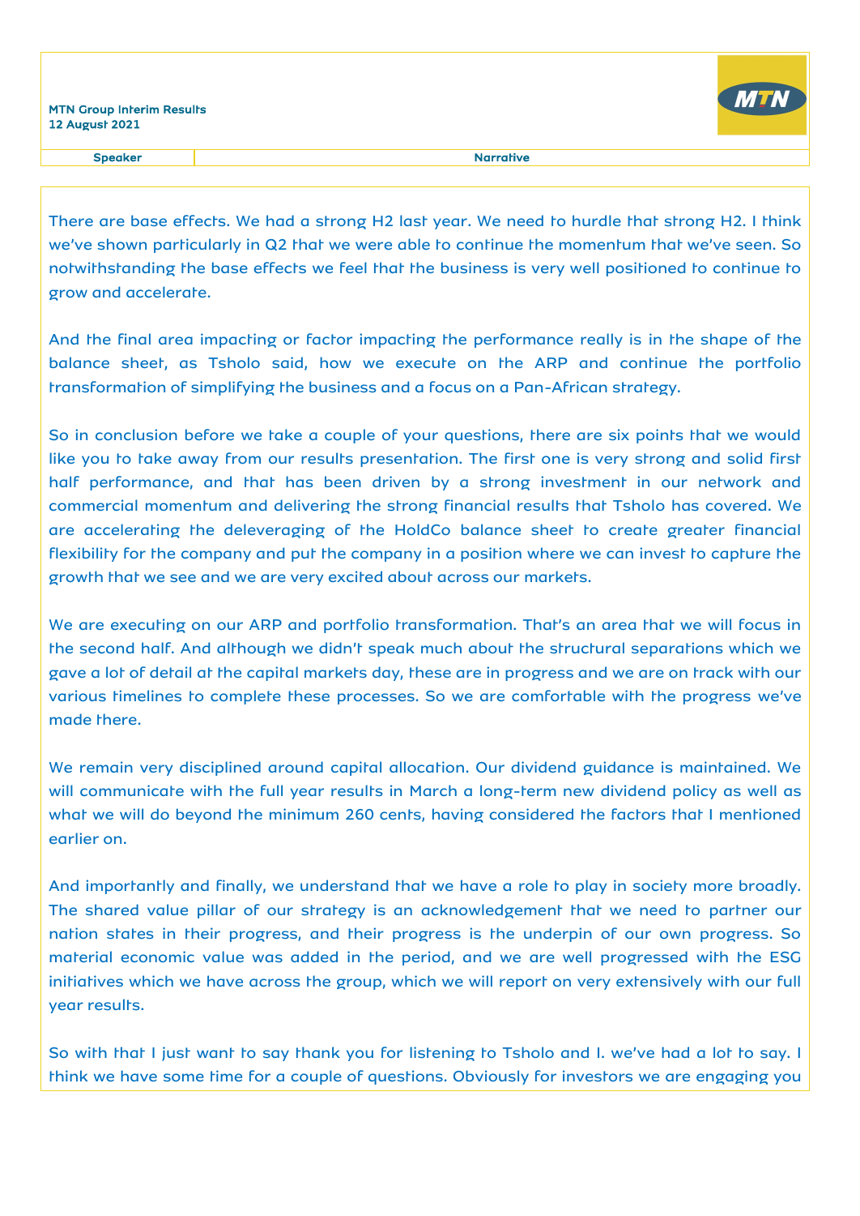There are base effects. We had a strong H2 last year. We need to hurdle that strong H2. I think we've shown particularly in Q2 that we were able to continue the momentum that we've seen. So notwithstanding the base effects we feel that the business is very well positioned to continue to grow and accelerate.

And the final area impacting or factor impacting the performance really is in the shape of the balance sheet, as Tsholo said, how we execute on the ARP and continue the portfolio transformation of simplifying the business and a focus on a Pan-African strategy.

So in conclusion before we take a couple of your questions, there are six points that we would like you to take away from our results presentation. The first one is very strong and solid first half performance, and that has been driven by a strong investment in our network and commercial momentum and delivering the strong financial results that Tsholo has covered. We are accelerating the deleveraging of the HoldCo balance sheet to create greater financial flexibility for the company and put the company in a position where we can invest to capture the growth that we see and we are very excited about across our markets.

We are executing on our ARP and portfolio transformation. That's an area that we will focus in the second half. And although we didn't speak much about the structural separations which we gave a lot of detail at the capital markets day, these are in progress and we are on track with our various timelines to complete these processes. So we are comfortable with the progress we've made there.

We remain very disciplined around capital allocation. Our dividend guidance is maintained. We will communicate with the full year results in March a long-term new dividend policy as well as what we will do beyond the minimum 260 cents, having considered the factors that I mentioned earlier on.

And importantly and finally, we understand that we have a role to play in society more broadly. The shared value pillar of our strategy is an acknowledgement that we need to partner our nation states in their progress, and their progress is the underpin of our own progress. So material economic value was added in the period, and we are well progressed with the ESG initiatives which we have across the group, which we will report on very extensively with our full year results.

So with that I just want to say thank you for listening to Tsholo and I. we've had a lot to say. I think we have some time for a couple of questions. Obviously for investors we are engaging you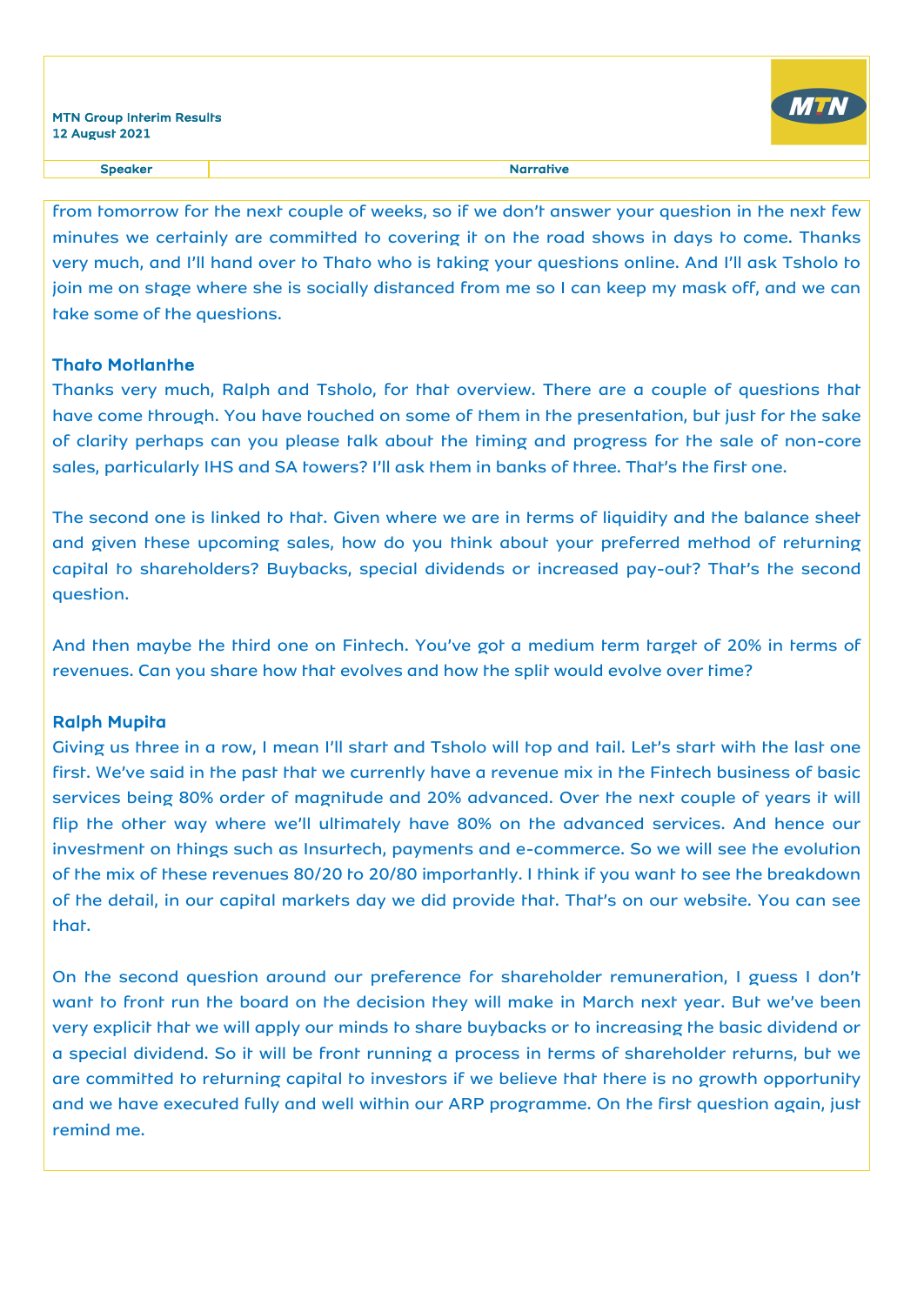from tomorrow for the next couple of weeks, so if we don't answer your question in the next few minutes we certainly are committed to covering it on the road shows in days to come. Thanks very much, and I'll hand over to Thato who is taking your questions online. And I'll ask Tsholo to join me on stage where she is socially distanced from me so I can keep my mask off, and we can take some of the questions.

### Thato Motlanthe

Thanks very much, Ralph and Tsholo, for that overview. There are a couple of questions that have come through. You have touched on some of them in the presentation, but just for the sake of clarity perhaps can you please talk about the timing and progress for the sale of non-core sales, particularly IHS and SA towers? I'll ask them in banks of three. That's the first one.

The second one is linked to that. Given where we are in terms of liquidity and the balance sheet and given these upcoming sales, how do you think about your preferred method of returning capital to shareholders? Buybacks, special dividends or increased pay-out? That's the second question.

And then maybe the third one on Fintech. You've got a medium term target of 20% in terms of revenues. Can you share how that evolves and how the split would evolve over time?

### Ralph Mupita

Giving us three in a row, I mean I'll start and Tsholo will top and tail. Let's start with the last one first. We've said in the past that we currently have a revenue mix in the Fintech business of basic services being 80% order of magnitude and 20% advanced. Over the next couple of years it will flip the other way where we'll ultimately have 80% on the advanced services. And hence our investment on things such as Insurtech, payments and e-commerce. So we will see the evolution of the mix of these revenues 80/20 to 20/80 importantly. I think if you want to see the breakdown of the detail, in our capital markets day we did provide that. That's on our website. You can see that.

On the second question around our preference for shareholder remuneration, I guess I don't want to front run the board on the decision they will make in March next year. But we've been very explicit that we will apply our minds to share buybacks or to increasing the basic dividend or a special dividend. So it will be front running a process in terms of shareholder returns, but we are committed to returning capital to investors if we believe that there is no growth opportunity and we have executed fully and well within our ARP programme. On the first question again, just remind me.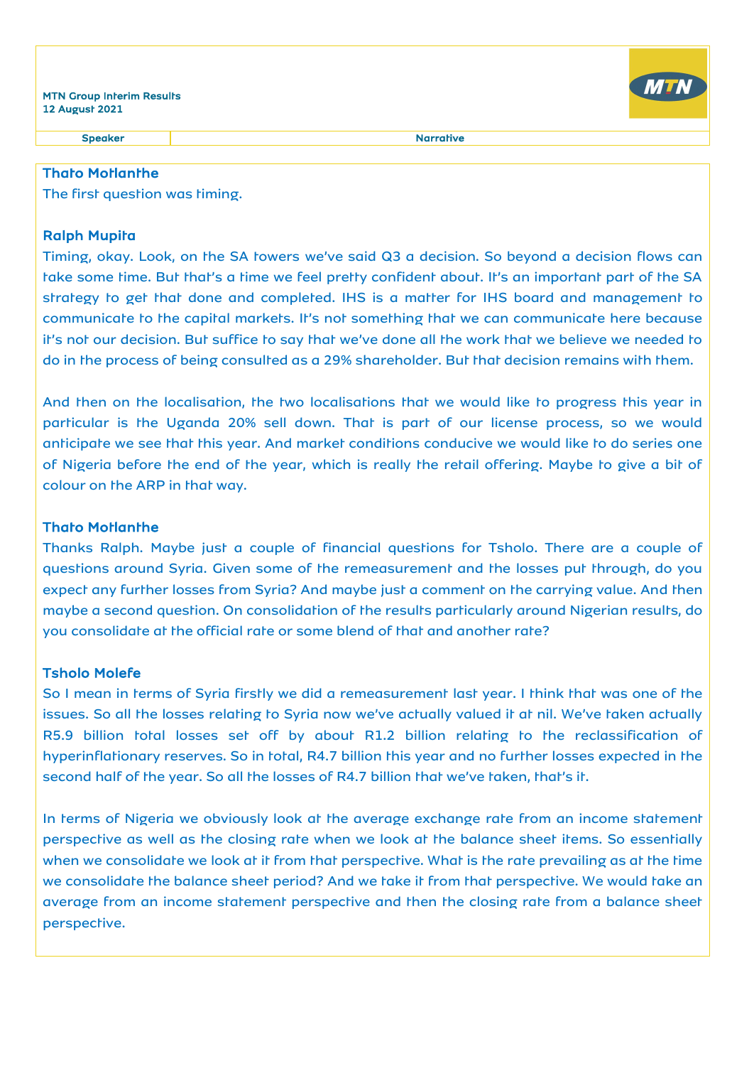**Thato Motlanthe**
The first question was timing.

**Ralph Mupita**
Timing, okay. Look, on the SA towers we've said Q3 a decision. So beyond a decision flows can take some time. But that's a time we feel pretty confident about. It's an important part of the SA strategy to get that done and completed. IHS is a matter for IHS board and management to communicate to the capital markets. It's not something that we can communicate here because it's not our decision. But suffice to say that we've done all the work that we believe we needed to do in the process of being consulted as a 29% shareholder. But that decision remains with them.

And then on the localisation, the two localisations that we would like to progress this year in particular is the Uganda 20% sell down. That is part of our license process, so we would anticipate we see that this year. And market conditions conducive we would like to do series one of Nigeria before the end of the year, which is really the retail offering. Maybe to give a bit of colour on the ARP in that way.

**Thato Motlanthe**
Thanks Ralph. Maybe just a couple of financial questions for Tsholo. There are a couple of questions around Syria. Given some of the remeasurement and the losses put through, do you expect any further losses from Syria? And maybe just a comment on the carrying value. And then maybe a second question. On consolidation of the results particularly around Nigerian results, do you consolidate at the official rate or some blend of that and another rate?

**Tsholo Molefe**
So I mean in terms of Syria firstly we did a remeasurement last year. I think that was one of the issues. So all the losses relating to Syria now we've actually valued it at nil. We've taken actually R5.9 billion total losses set off by about R1.2 billion relating to the reclassification of hyperinflationary reserves. So in total, R4.7 billion this year and no further losses expected in the second half of the year. So all the losses of R4.7 billion that we've taken, that's it.

In terms of Nigeria we obviously look at the average exchange rate from an income statement perspective as well as the closing rate when we look at the balance sheet items. So essentially when we consolidate we look at it from that perspective. What is the rate prevailing as at the time we consolidate the balance sheet period? And we take it from that perspective. We would take an average from an income statement perspective and then the closing rate from a balance sheet perspective.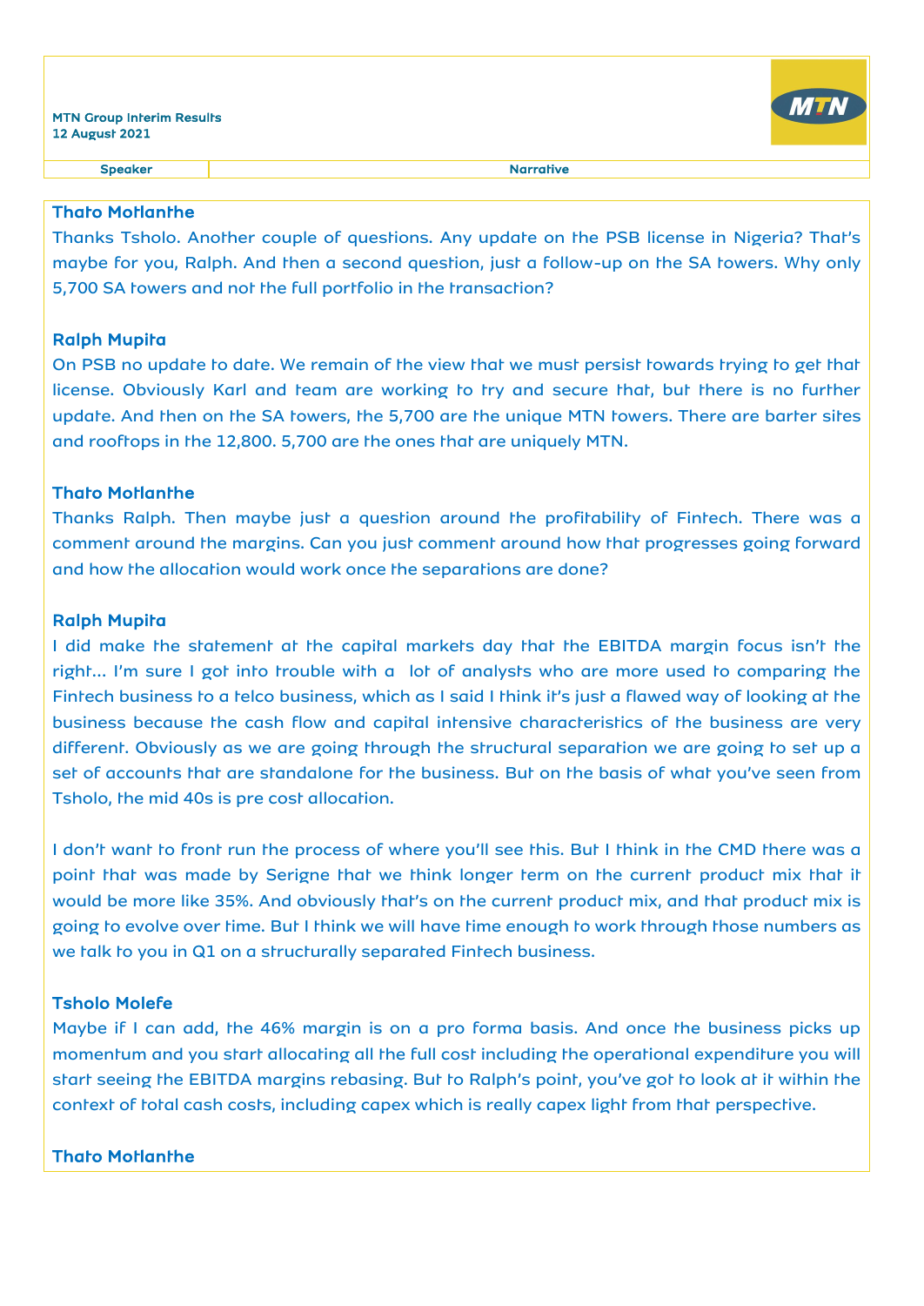**Thato Motlanthe**

Thanks Tsholo. Another couple of questions. Any update on the PSB license in Nigeria? That's maybe for you, Ralph. And then a second question, just a follow-up on the SA towers. Why only 5,700 SA towers and not the full portfolio in the transaction?

**Ralph Mupita**

On PSB no update to date. We remain of the view that we must persist towards trying to get that license. Obviously Karl and team are working to try and secure that, but there is no further update. And then on the SA towers, the 5,700 are the unique MTN towers. There are barter sites and rooftops in the 12,800. 5,700 are the ones that are uniquely MTN.

**Thato Motlanthe**

Thanks Ralph. Then maybe just a question around the profitability of Fintech. There was a comment around the margins. Can you just comment around how that progresses going forward and how the allocation would work once the separations are done?

**Ralph Mupita**

I did make the statement at the capital markets day that the EBITDA margin focus isn't the right... I'm sure I got into trouble with a lot of analysts who are more used to comparing the Fintech business to a telco business, which as I said I think it's just a flawed way of looking at the business because the cash flow and capital intensive characteristics of the business are very different. Obviously as we are going through the structural separation we are going to set up a set of accounts that are standalone for the business. But on the basis of what you've seen from Tsholo, the mid 40s is pre cost allocation.

I don't want to front run the process of where you'll see this. But I think in the CMD there was a point that was made by Serigne that we think longer term on the current product mix that it would be more like 35%. And obviously that's on the current product mix, and that product mix is going to evolve over time. But I think we will have time enough to work through those numbers as we talk to you in Q1 on a structurally separated Fintech business.

**Tsholo Molefe**

Maybe if I can add, the 46% margin is on a pro forma basis. And once the business picks up momentum and you start allocating all the full cost including the operational expenditure you will start seeing the EBITDA margins rebasing. But to Ralph's point, you've got to look at it within the context of total cash costs, including capex which is really capex light from that perspective.

**Thato Motlanthe**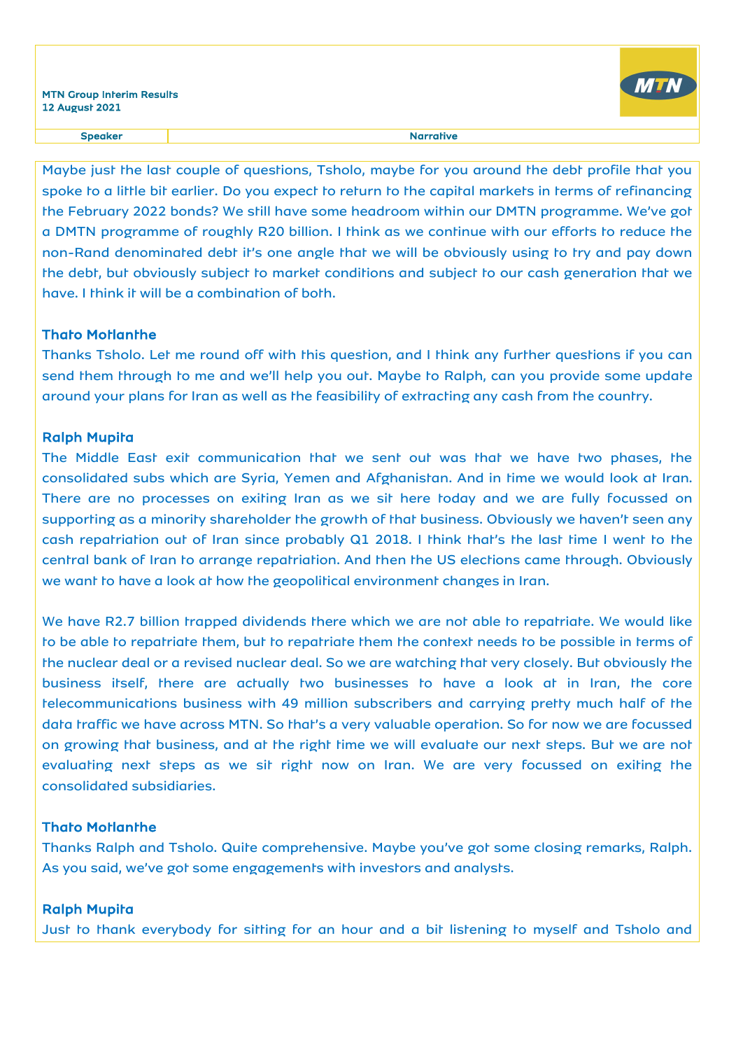Maybe just the last couple of questions, Tsholo, maybe for you around the debt profile that you spoke to a little bit earlier. Do you expect to return to the capital markets in terms of refinancing the February 2022 bonds? We still have some headroom within our DMTN programme. We've got a DMTN programme of roughly R20 billion. I think as we continue with our efforts to reduce the non-Rand denominated debt it's one angle that we will be obviously using to try and pay down the debt, but obviously subject to market conditions and subject to our cash generation that we have. I think it will be a combination of both.

**Thato Motlanthe**

Thanks Tsholo. Let me round off with this question, and I think any further questions if you can send them through to me and we'll help you out. Maybe to Ralph, can you provide some update around your plans for Iran as well as the feasibility of extracting any cash from the country.

**Ralph Mupita**

The Middle East exit communication that we sent out was that we have two phases, the consolidated subs which are Syria, Yemen and Afghanistan. And in time we would look at Iran. There are no processes on exiting Iran as we sit here today and we are fully focussed on supporting as a minority shareholder the growth of that business. Obviously we haven't seen any cash repatriation out of Iran since probably Q1 2018. I think that's the last time I went to the central bank of Iran to arrange repatriation. And then the US elections came through. Obviously we want to have a look at how the geopolitical environment changes in Iran.

We have R2.7 billion trapped dividends there which we are not able to repatriate. We would like to be able to repatriate them, but to repatriate them the context needs to be possible in terms of the nuclear deal or a revised nuclear deal. So we are watching that very closely. But obviously the business itself, there are actually two businesses to have a look at in Iran, the core telecommunications business with 49 million subscribers and carrying pretty much half of the data traffic we have across MTN. So that's a very valuable operation. So for now we are focussed on growing that business, and at the right time we will evaluate our next steps. But we are not evaluating next steps as we sit right now on Iran. We are very focussed on exiting the consolidated subsidiaries.

**Thato Motlanthe**

Thanks Ralph and Tsholo. Quite comprehensive. Maybe you've got some closing remarks, Ralph. As you said, we've got some engagements with investors and analysts.

**Ralph Mupita**

Just to thank everybody for sitting for an hour and a bit listening to myself and Tsholo and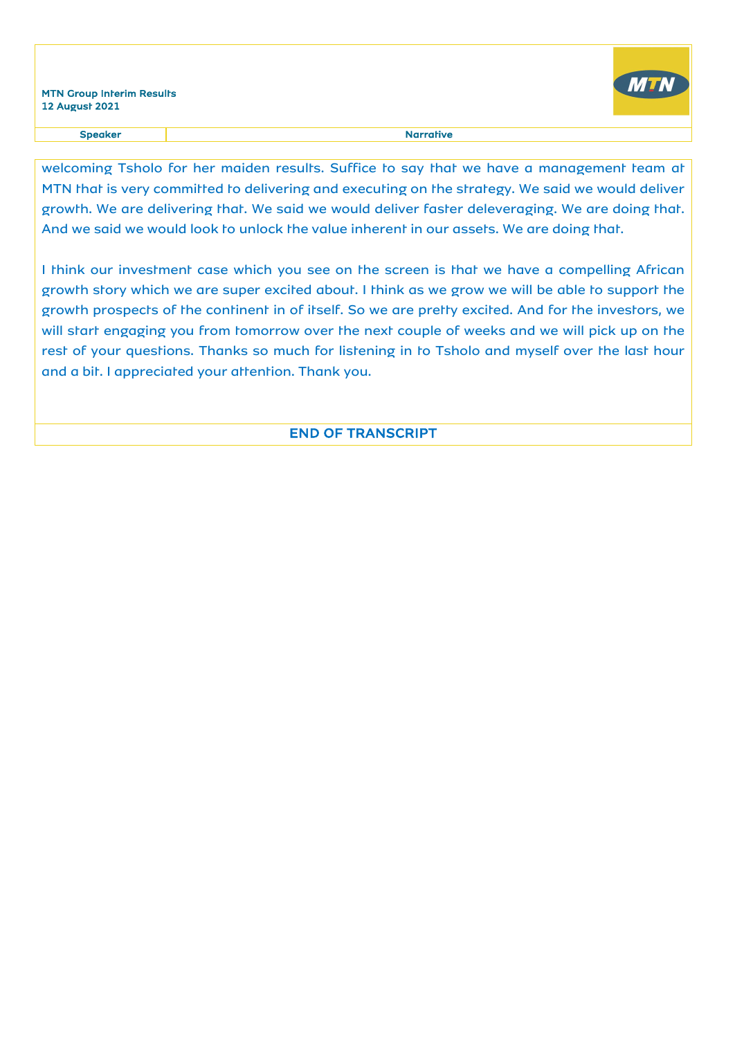welcoming Tsholo for her maiden results. Suffice to say that we have a management team at MTN that is very committed to delivering and executing on the strategy. We said we would deliver growth. We are delivering that. We said we would deliver faster deleveraging. We are doing that. And we said we would look to unlock the value inherent in our assets. We are doing that.

I think our investment case which you see on the screen is that we have a compelling African growth story which we are super excited about. I think as we grow we will be able to support the growth prospects of the continent in of itself. So we are pretty excited. And for the investors, we will start engaging you from tomorrow over the next couple of weeks and we will pick up on the rest of your questions. Thanks so much for listening in to Tsholo and myself over the last hour and a bit. I appreciated your attention. Thank you.

**END OF TRANSCRIPT**